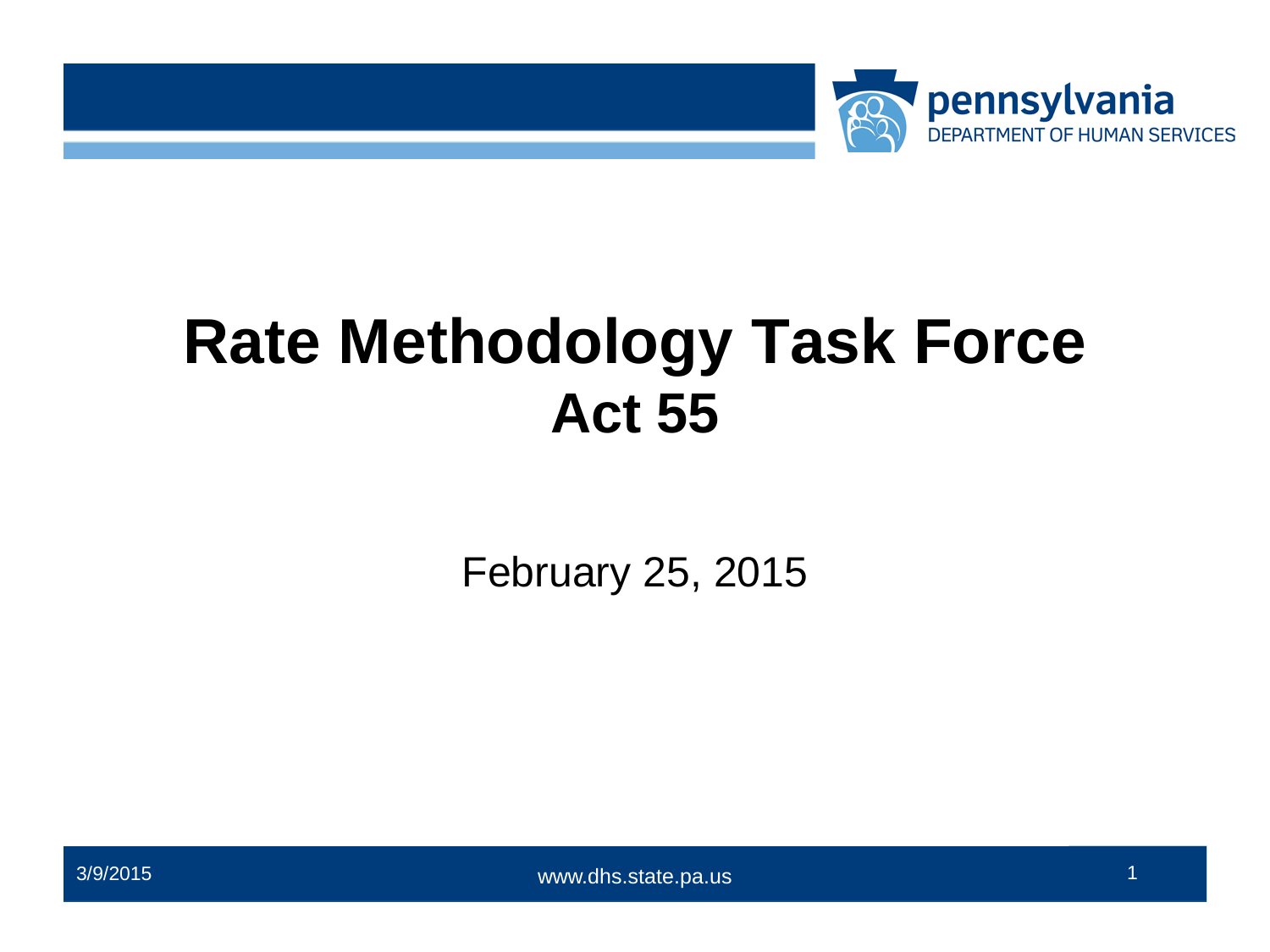# Rate Methodology Task Force
## Act 55

February 25, 2015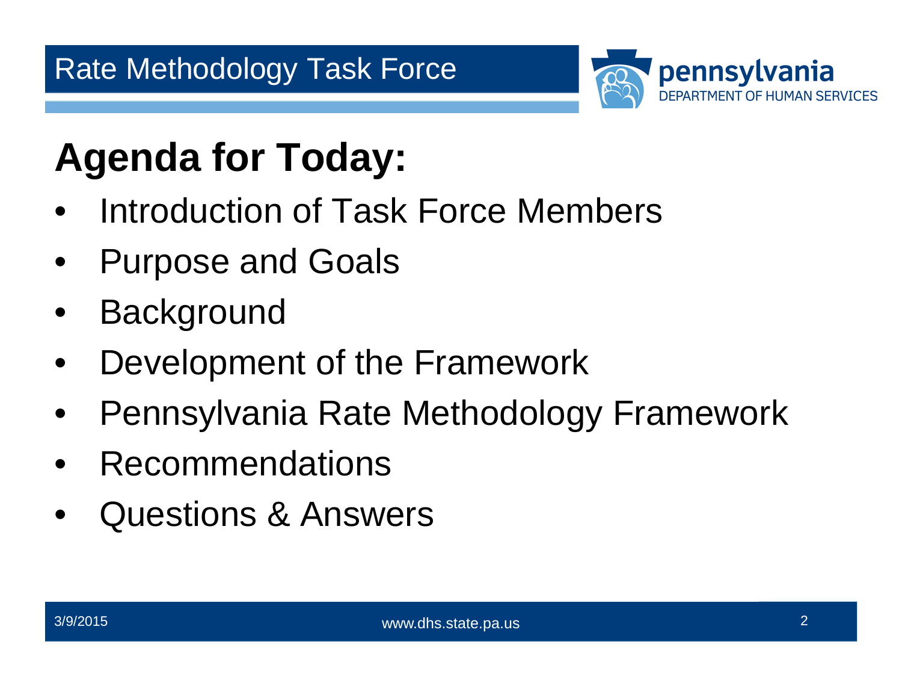# Agenda for Today:

- Introduction of Task Force Members
- Purpose and Goals
- Background
- Development of the Framework
- Pennsylvania Rate Methodology Framework
- Recommendations
- Questions & Answers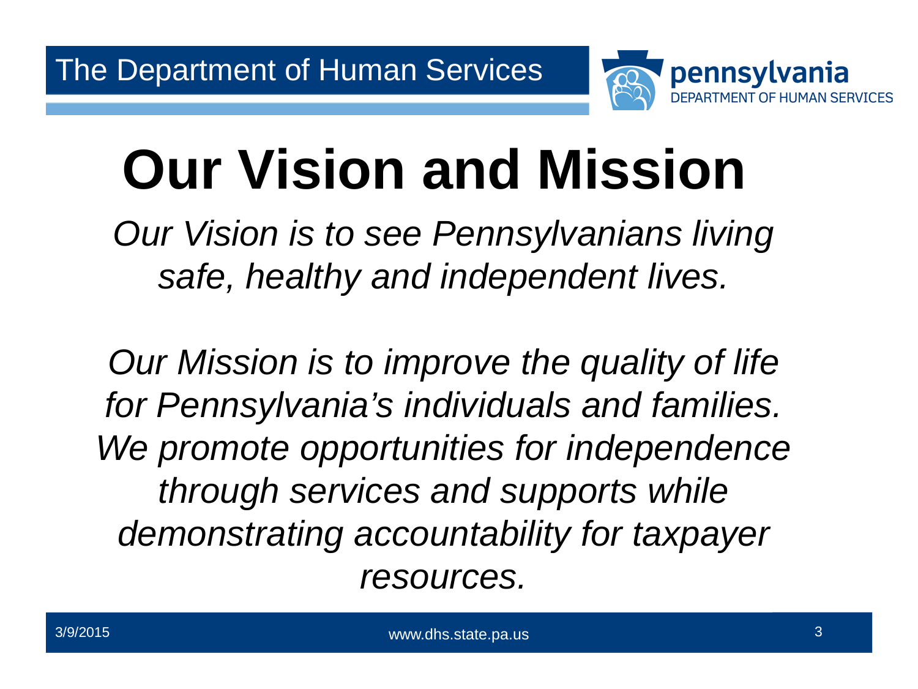# Our Vision and Mission

*Our Vision is to see Pennsylvanians living safe, healthy and independent lives.*

*Our Mission is to improve the quality of life for Pennsylvania's individuals and families. We promote opportunities for independence through services and supports while demonstrating accountability for taxpayer resources.*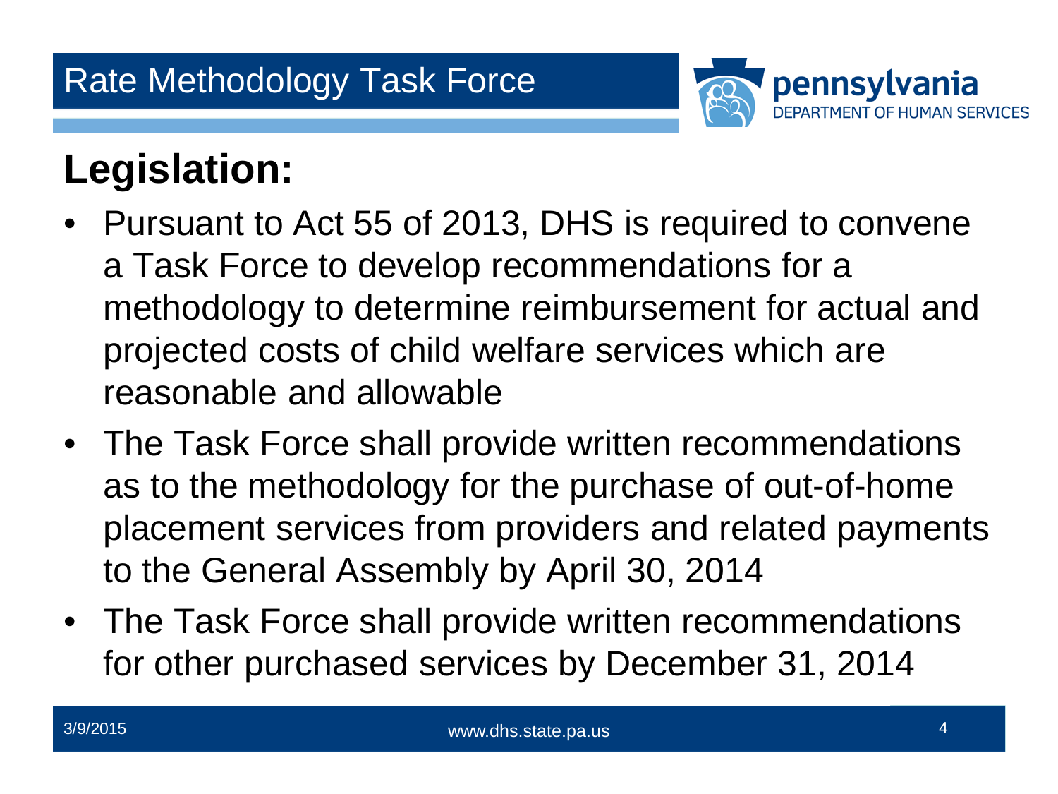# Rate Methodology Task Force

## Legislation:

- Pursuant to Act 55 of 2013, DHS is required to convene a Task Force to develop recommendations for a methodology to determine reimbursement for actual and projected costs of child welfare services which are reasonable and allowable
- The Task Force shall provide written recommendations as to the methodology for the purchase of out-of-home placement services from providers and related payments to the General Assembly by April 30, 2014
- The Task Force shall provide written recommendations for other purchased services by December 31, 2014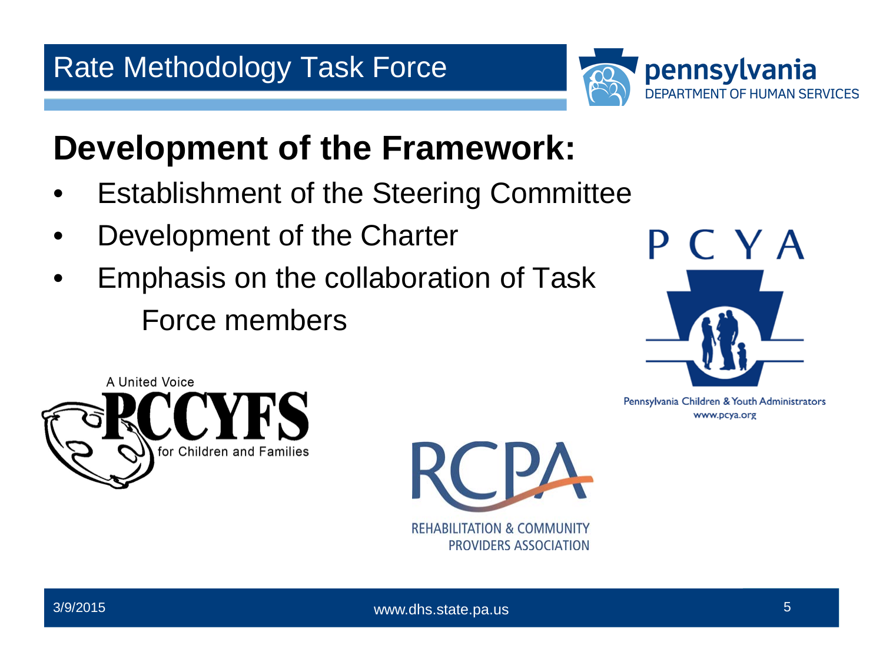# Rate Methodology Task Force

## Development of the Framework:

- Establishment of the Steering Committee
- Development of the Charter
- Emphasis on the collaboration of Task Force members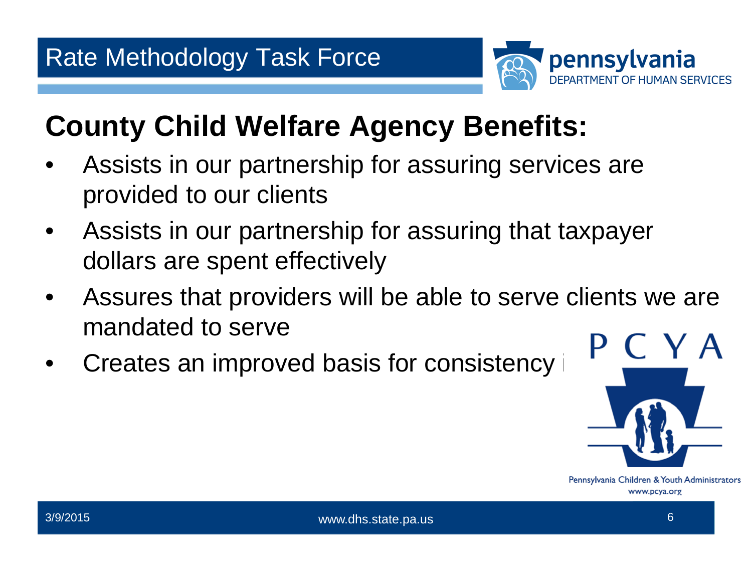## Rate Methodology Task Force

# County Child Welfare Agency Benefits:

- Assists in our partnership for assuring services are provided to our clients
- Assists in our partnership for assuring that taxpayer dollars are spent effectively
- Assures that providers will be able to serve clients we are mandated to serve
- Creates an improved basis for consistency i

Pennsylvania Children & Youth Administrators
www.pcya.org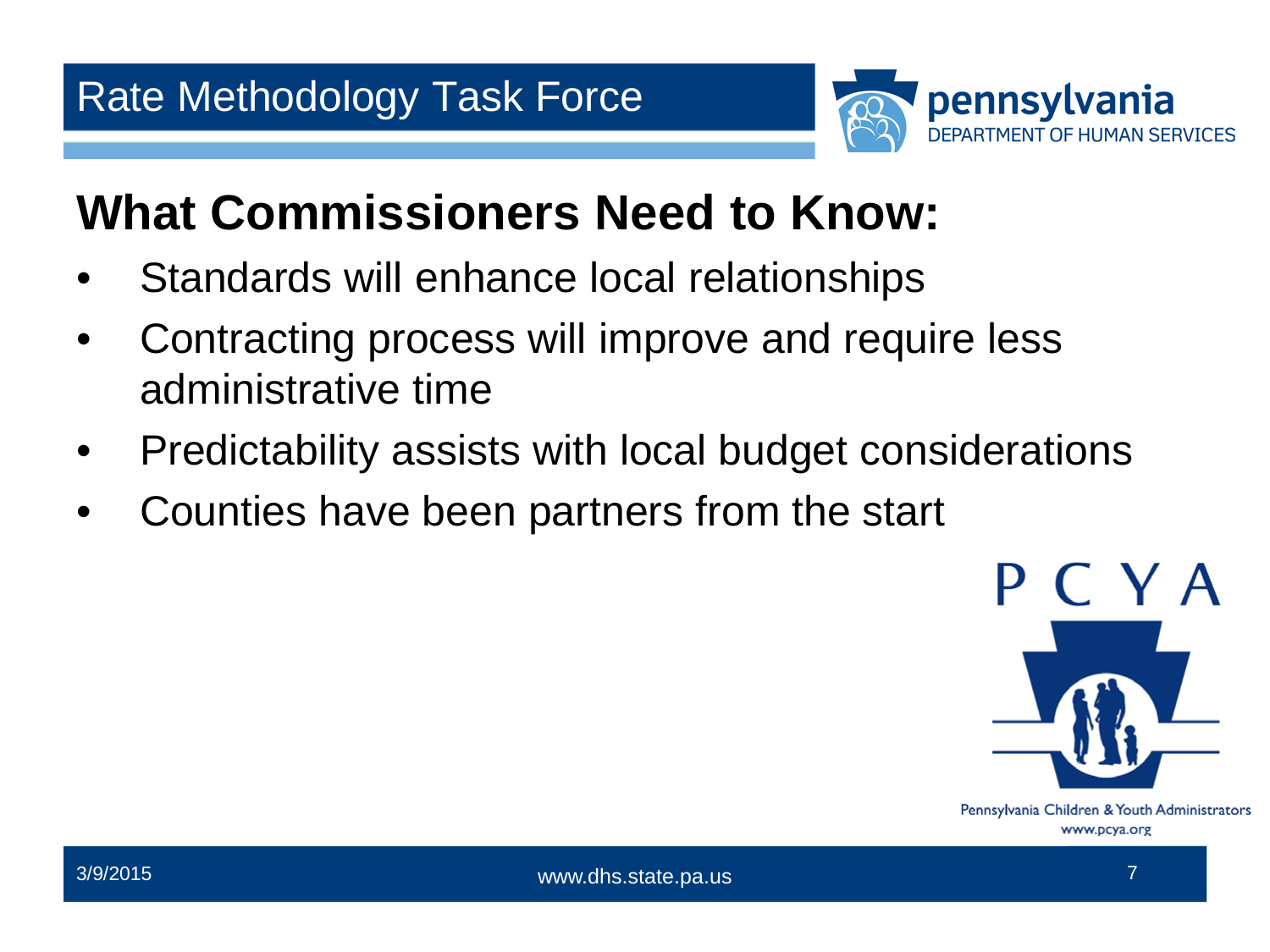## What Commissioners Need to Know:

- Standards will enhance local relationships
- Contracting process will improve and require less administrative time
- Predictability assists with local budget considerations
- Counties have been partners from the start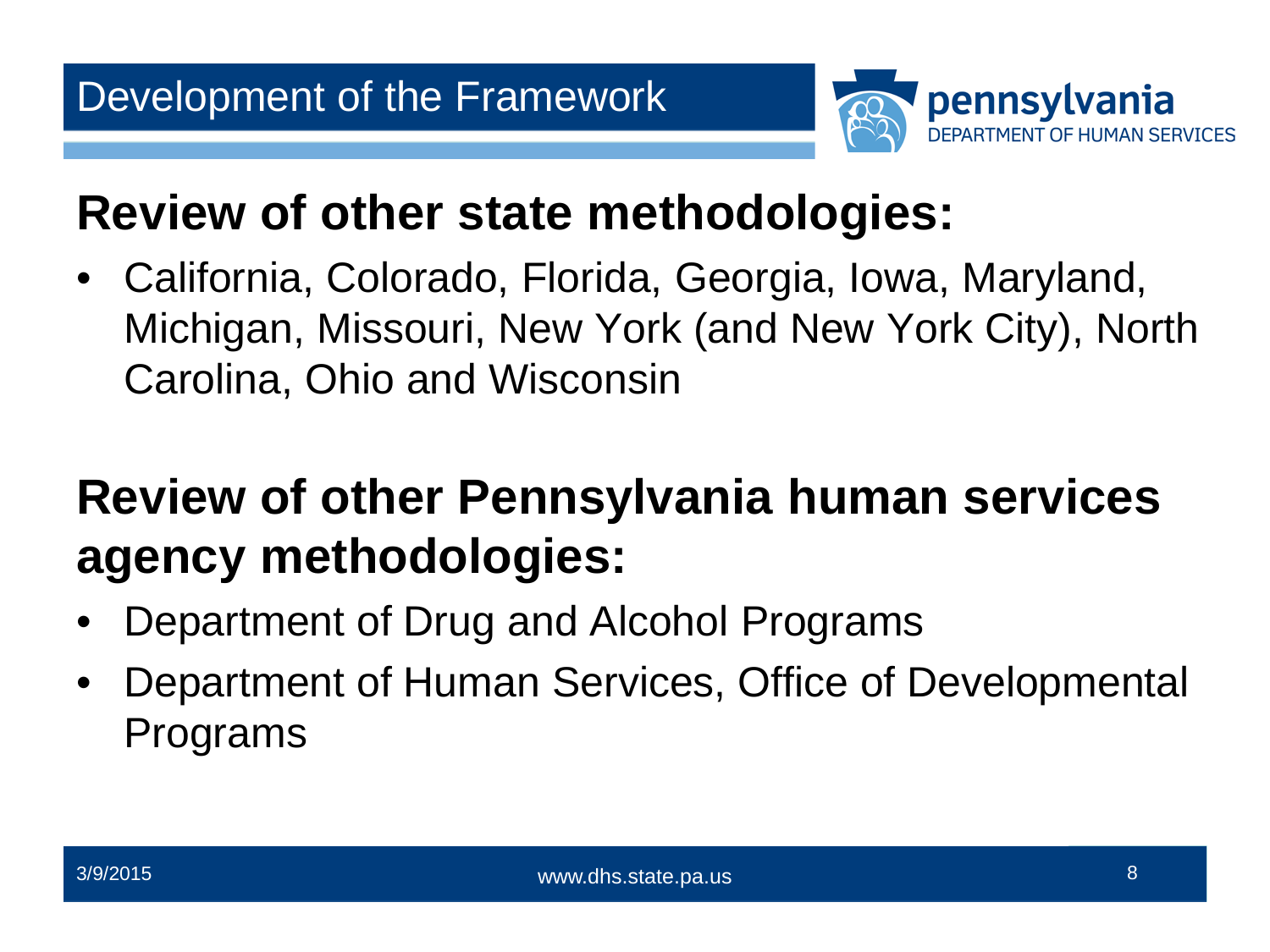# Development of the Framework

## Review of other state methodologies:

- California, Colorado, Florida, Georgia, Iowa, Maryland, Michigan, Missouri, New York (and New York City), North Carolina, Ohio and Wisconsin

## Review of other Pennsylvania human services agency methodologies:

- Department of Drug and Alcohol Programs
- Department of Human Services, Office of Developmental Programs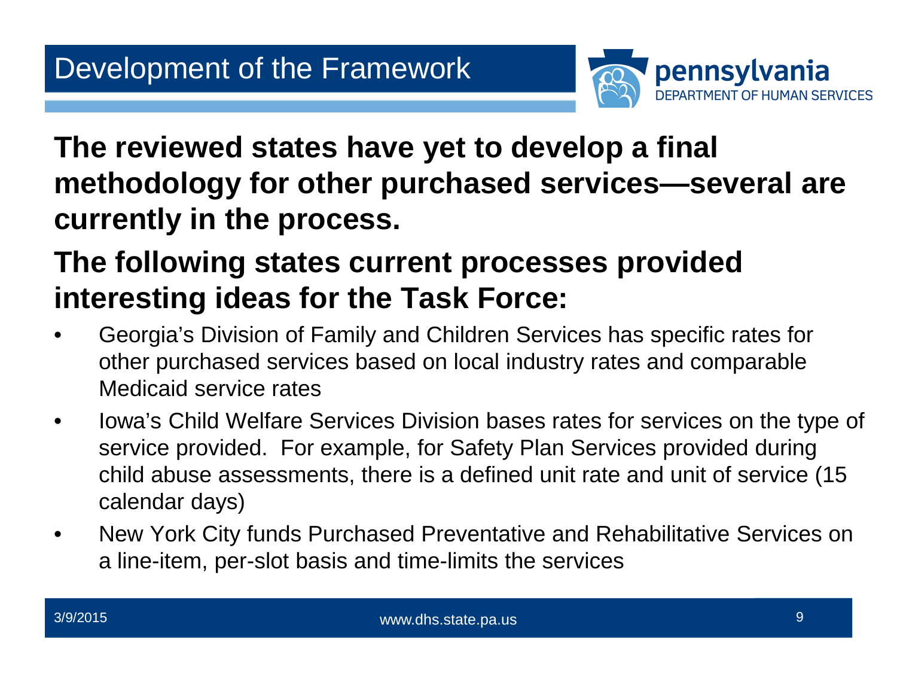# Development of the Framework

**The reviewed states have yet to develop a final methodology for other purchased services—several are currently in the process.**

**The following states current processes provided interesting ideas for the Task Force:**

- Georgia's Division of Family and Children Services has specific rates for other purchased services based on local industry rates and comparable Medicaid service rates
- Iowa's Child Welfare Services Division bases rates for services on the type of service provided. For example, for Safety Plan Services provided during child abuse assessments, there is a defined unit rate and unit of service (15 calendar days)
- New York City funds Purchased Preventative and Rehabilitative Services on a line-item, per-slot basis and time-limits the services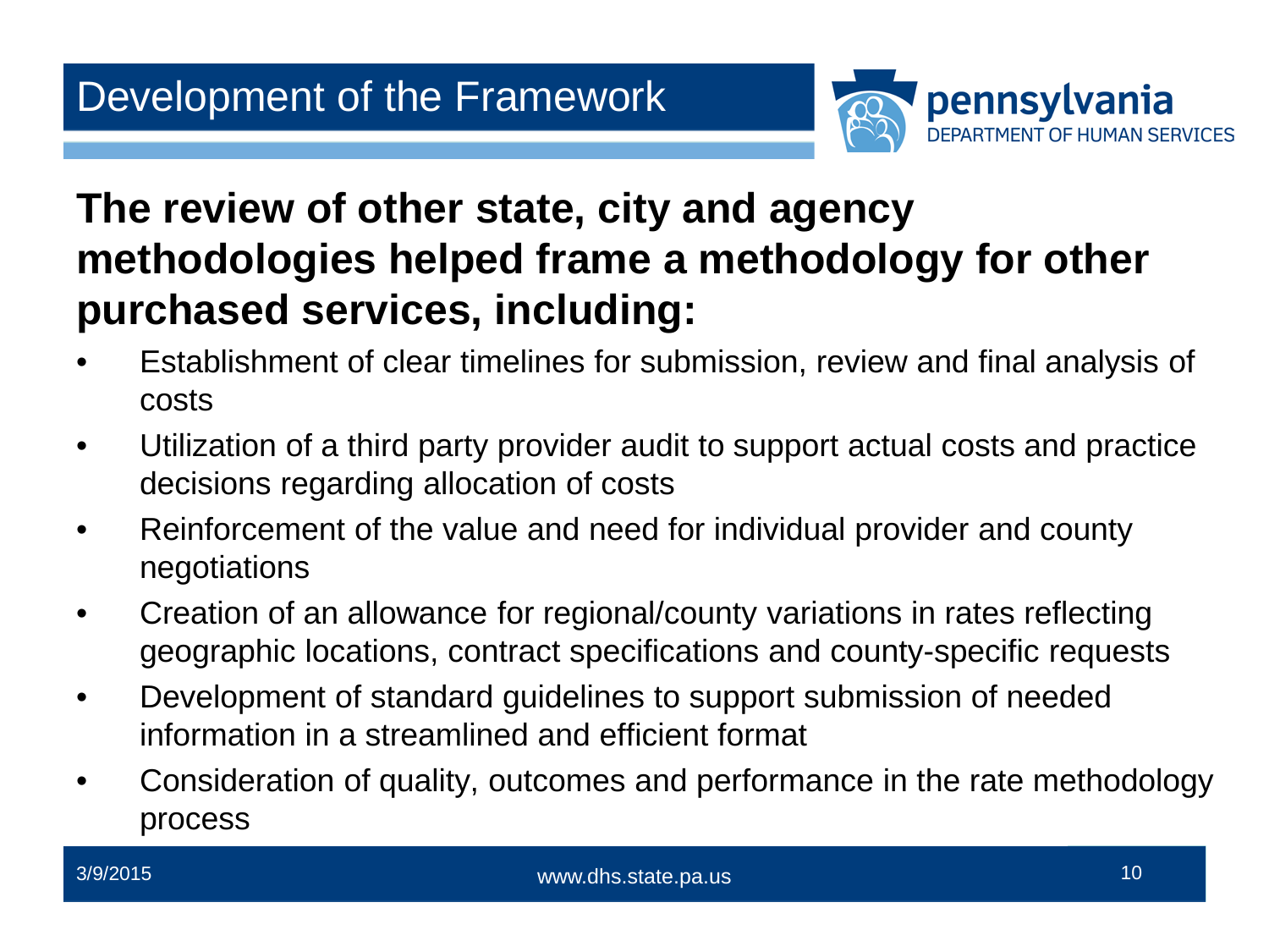# Development of the Framework

**The review of other state, city and agency methodologies helped frame a methodology for other purchased services, including:**

- Establishment of clear timelines for submission, review and final analysis of costs
- Utilization of a third party provider audit to support actual costs and practice decisions regarding allocation of costs
- Reinforcement of the value and need for individual provider and county negotiations
- Creation of an allowance for regional/county variations in rates reflecting geographic locations, contract specifications and county-specific requests
- Development of standard guidelines to support submission of needed information in a streamlined and efficient format
- Consideration of quality, outcomes and performance in the rate methodology process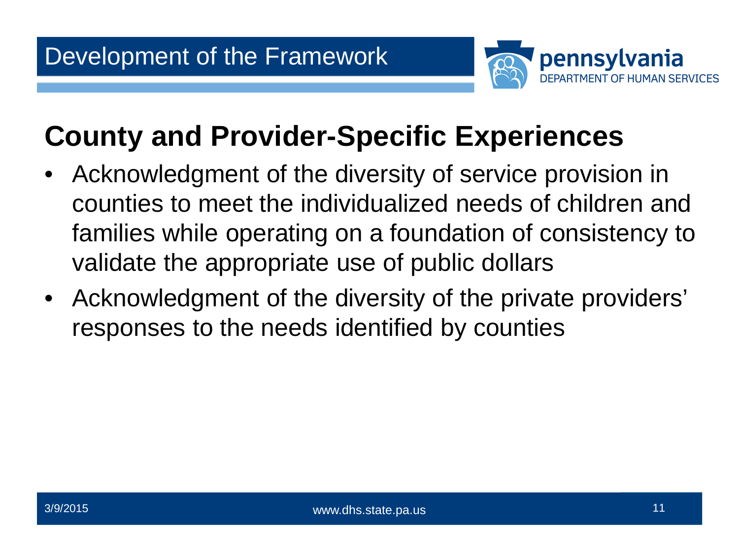# Development of the Framework

## County and Provider-Specific Experiences

- Acknowledgment of the diversity of service provision in counties to meet the individualized needs of children and families while operating on a foundation of consistency to validate the appropriate use of public dollars
- Acknowledgment of the diversity of the private providers' responses to the needs identified by counties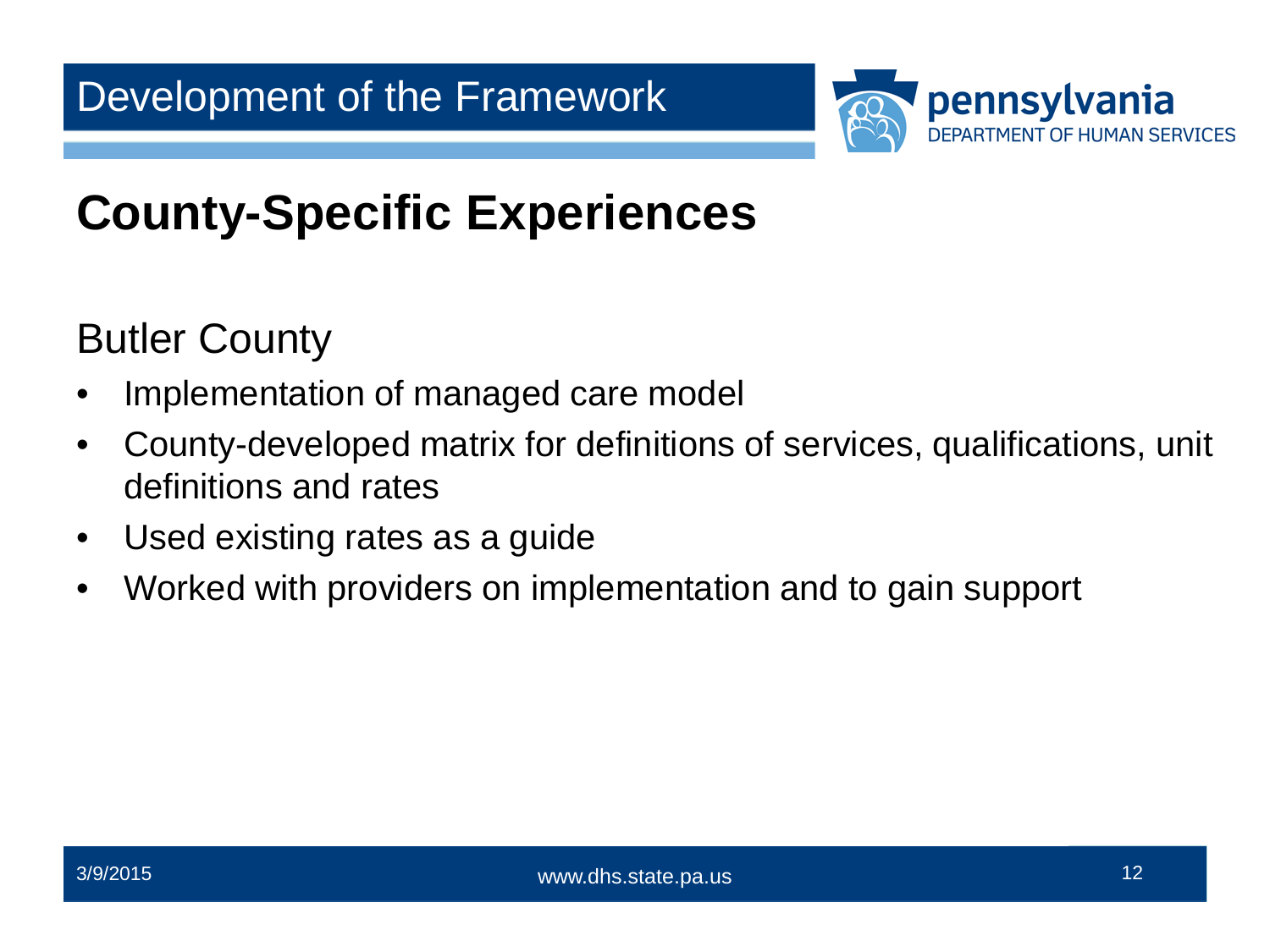# County-Specific Experiences

## Butler County

- Implementation of managed care model
- County-developed matrix for definitions of services, qualifications, unit definitions and rates
- Used existing rates as a guide
- Worked with providers on implementation and to gain support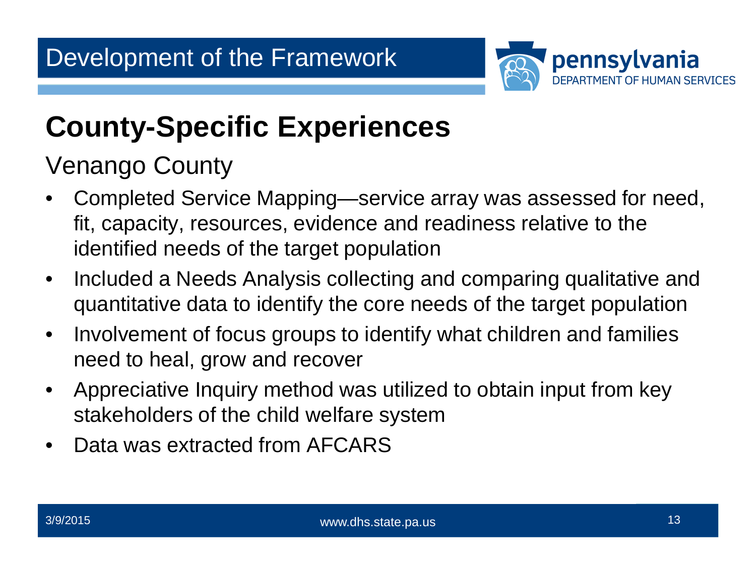# Development of the Framework

## County-Specific Experiences

### Venango County

- Completed Service Mapping—service array was assessed for need, fit, capacity, resources, evidence and readiness relative to the identified needs of the target population
- Included a Needs Analysis collecting and comparing qualitative and quantitative data to identify the core needs of the target population
- Involvement of focus groups to identify what children and families need to heal, grow and recover
- Appreciative Inquiry method was utilized to obtain input from key stakeholders of the child welfare system
- Data was extracted from AFCARS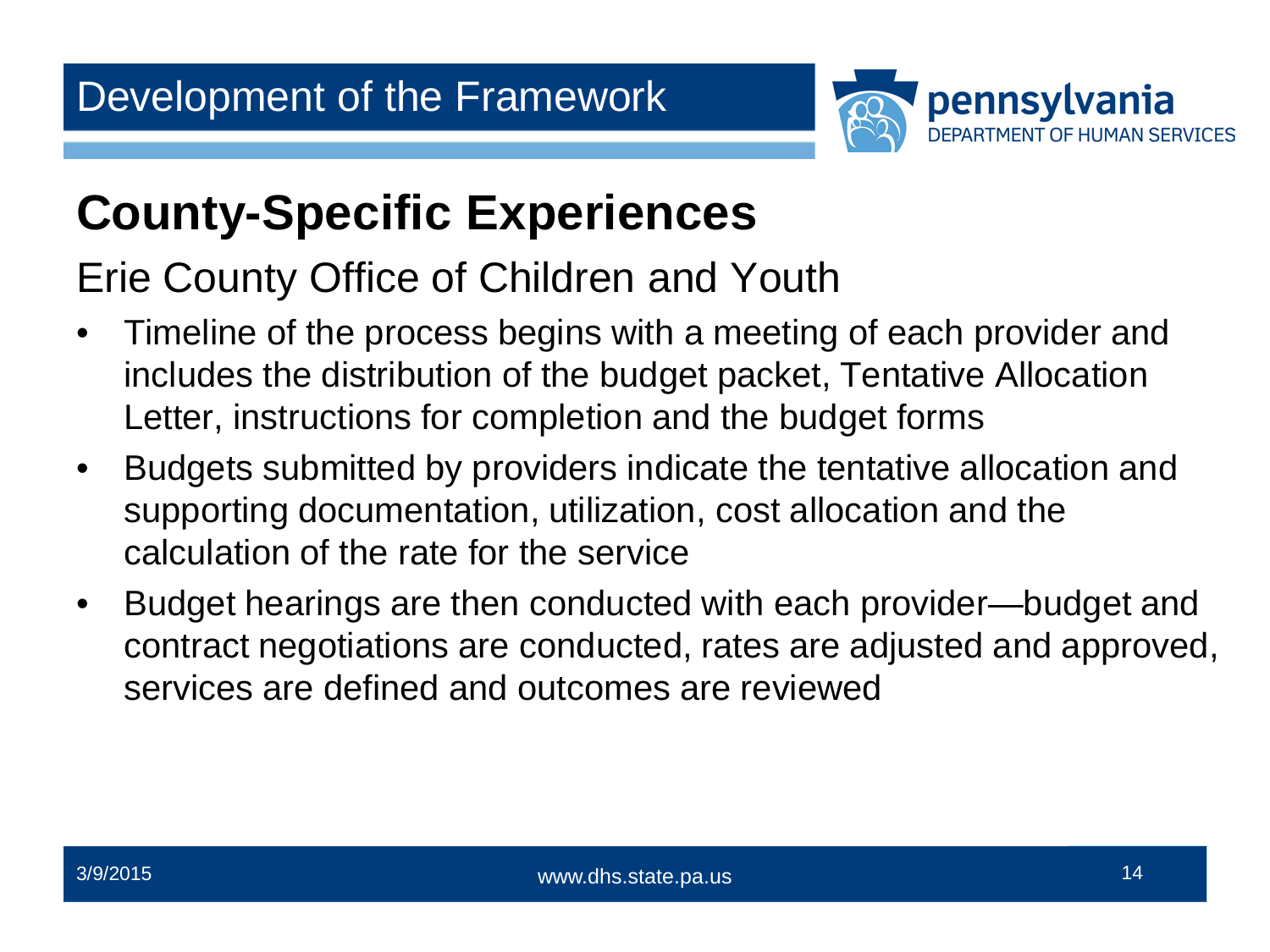## Development of the Framework

# County-Specific Experiences

### Erie County Office of Children and Youth

- Timeline of the process begins with a meeting of each provider and includes the distribution of the budget packet, Tentative Allocation Letter, instructions for completion and the budget forms
- Budgets submitted by providers indicate the tentative allocation and supporting documentation, utilization, cost allocation and the calculation of the rate for the service
- Budget hearings are then conducted with each provider—budget and contract negotiations are conducted, rates are adjusted and approved, services are defined and outcomes are reviewed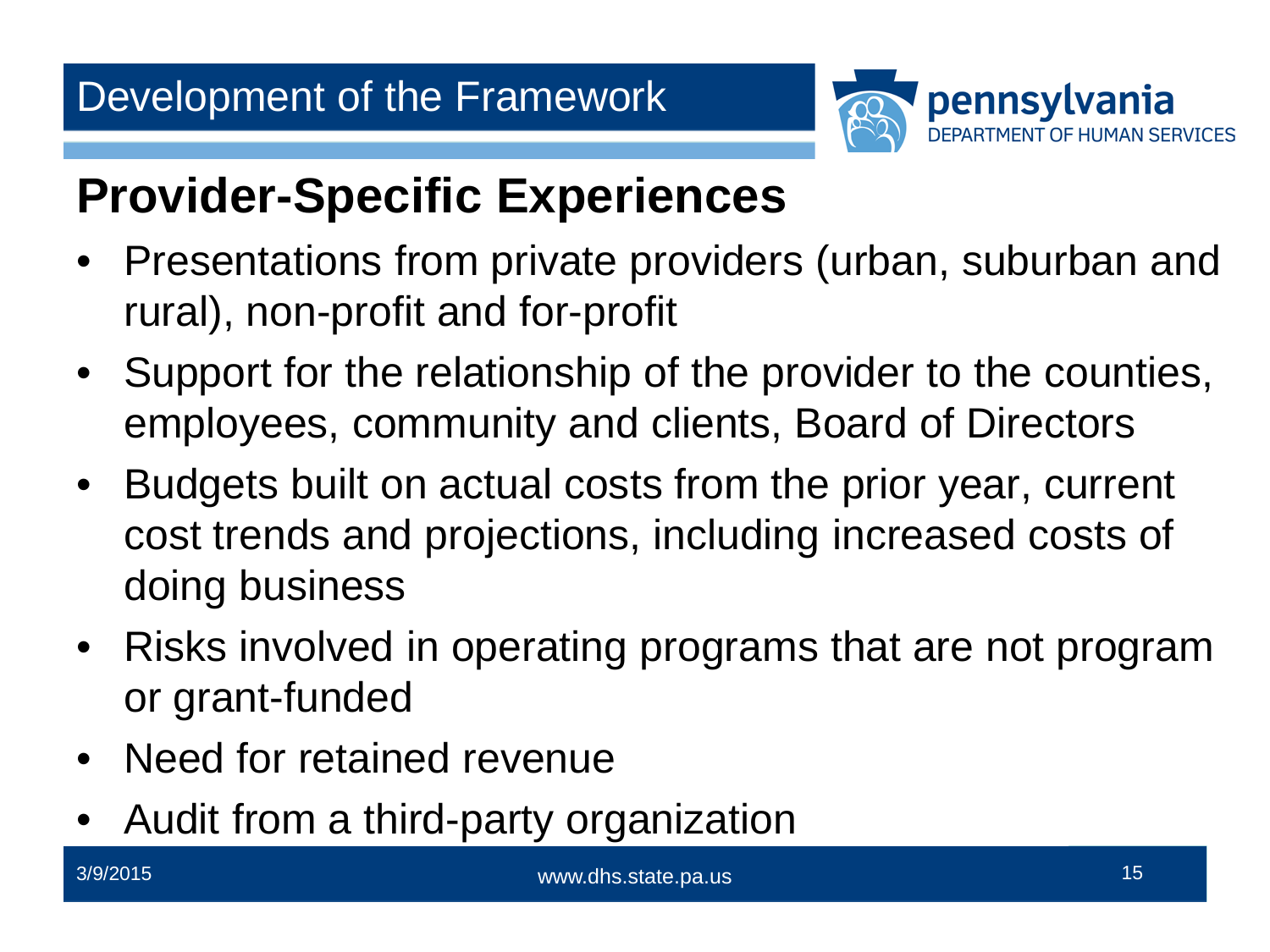# Development of the Framework

## Provider-Specific Experiences

- Presentations from private providers (urban, suburban and rural), non-profit and for-profit
- Support for the relationship of the provider to the counties, employees, community and clients, Board of Directors
- Budgets built on actual costs from the prior year, current cost trends and projections, including increased costs of doing business
- Risks involved in operating programs that are not program or grant-funded
- Need for retained revenue
- Audit from a third-party organization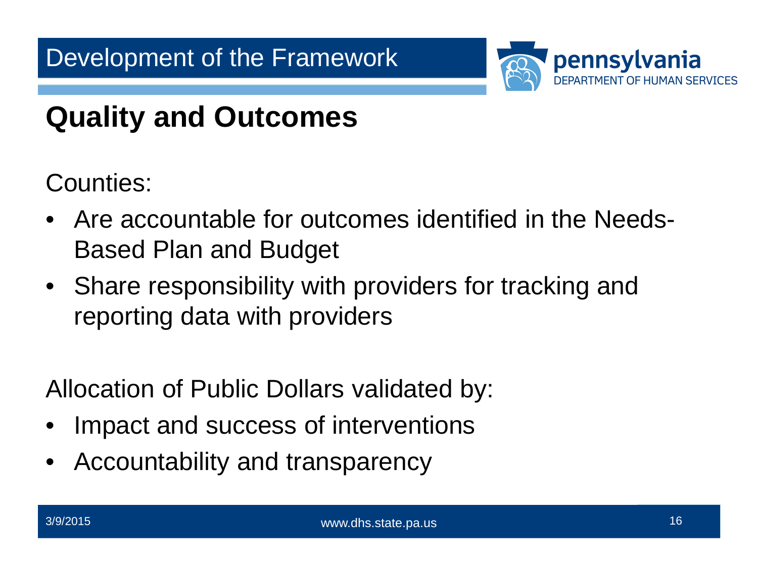# Development of the Framework

## Quality and Outcomes

Counties:

- Are accountable for outcomes identified in the Needs-Based Plan and Budget
- Share responsibility with providers for tracking and reporting data with providers

Allocation of Public Dollars validated by:

- Impact and success of interventions
- Accountability and transparency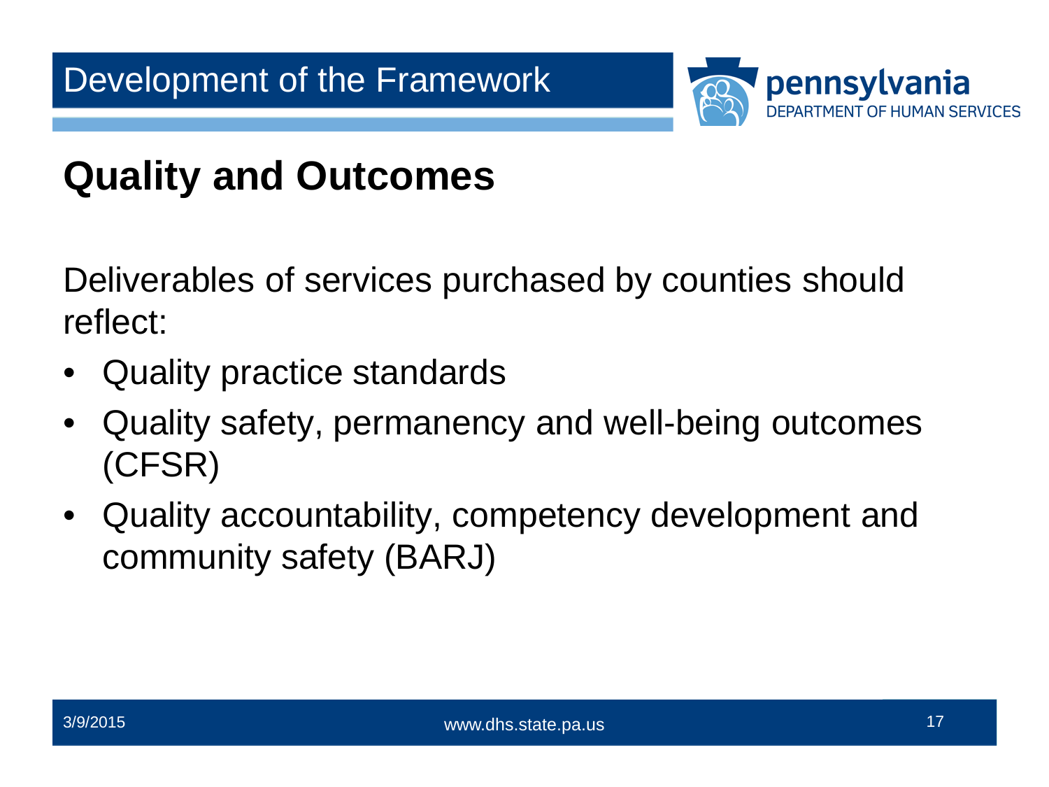# Development of the Framework

## Quality and Outcomes

Deliverables of services purchased by counties should reflect:

- Quality practice standards
- Quality safety, permanency and well-being outcomes (CFSR)
- Quality accountability, competency development and community safety (BARJ)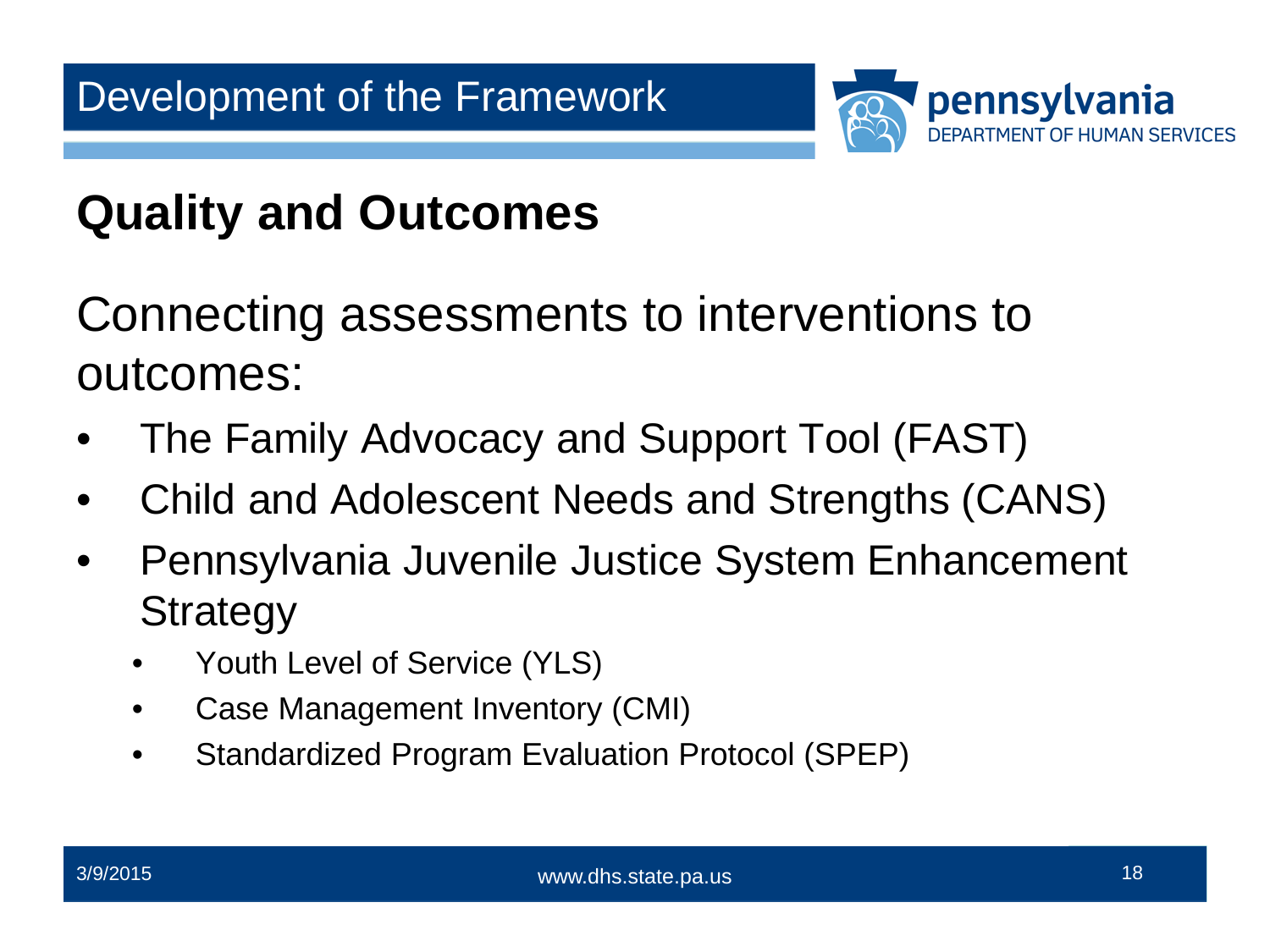# Development of the Framework

## Quality and Outcomes

Connecting assessments to interventions to outcomes:

- The Family Advocacy and Support Tool (FAST)
- Child and Adolescent Needs and Strengths (CANS)
- Pennsylvania Juvenile Justice System Enhancement Strategy
  - Youth Level of Service (YLS)
  - Case Management Inventory (CMI)
  - Standardized Program Evaluation Protocol (SPEP)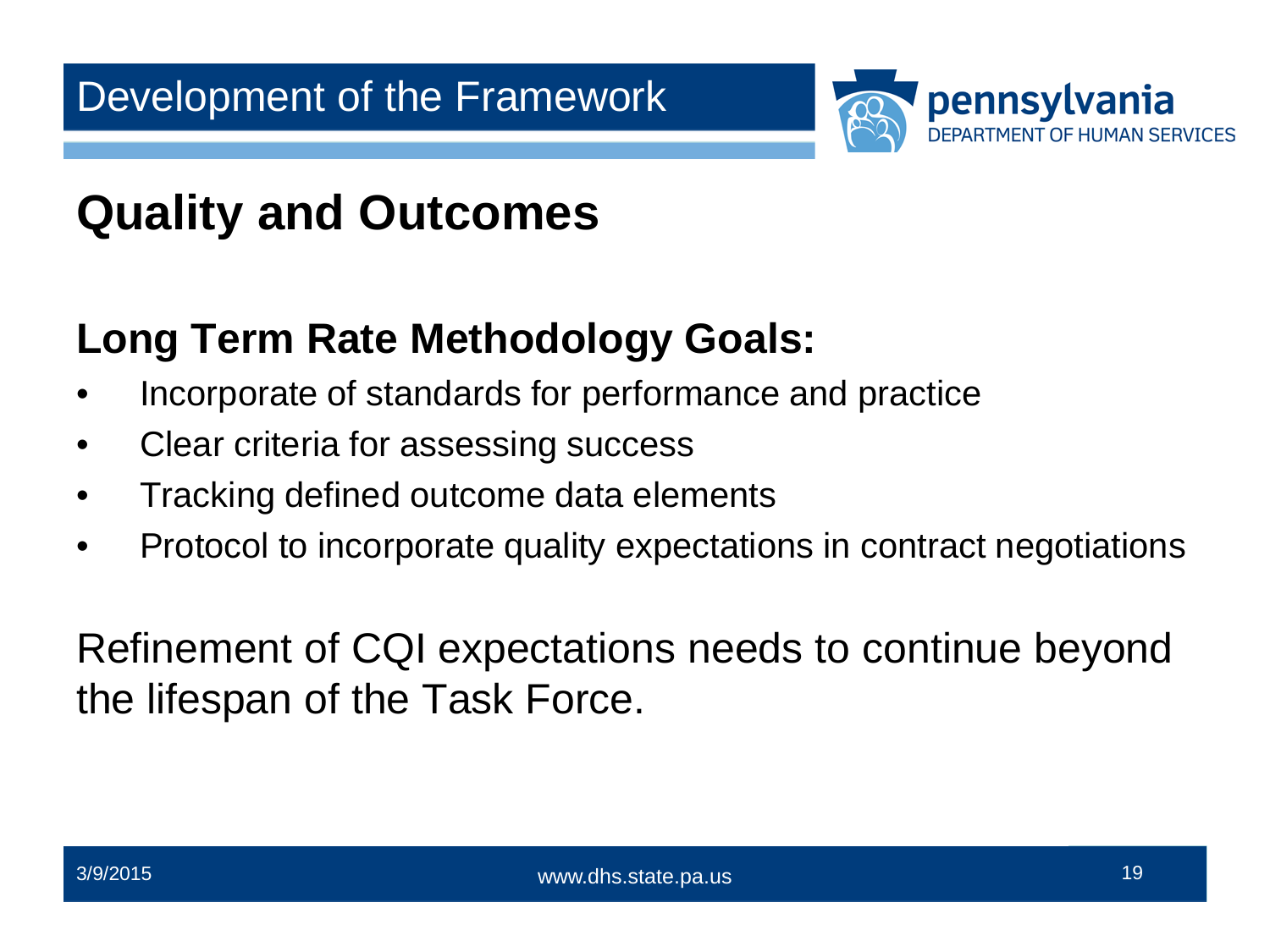# Development of the Framework

## Quality and Outcomes

### Long Term Rate Methodology Goals:

- Incorporate of standards for performance and practice
- Clear criteria for assessing success
- Tracking defined outcome data elements
- Protocol to incorporate quality expectations in contract negotiations

Refinement of CQI expectations needs to continue beyond the lifespan of the Task Force.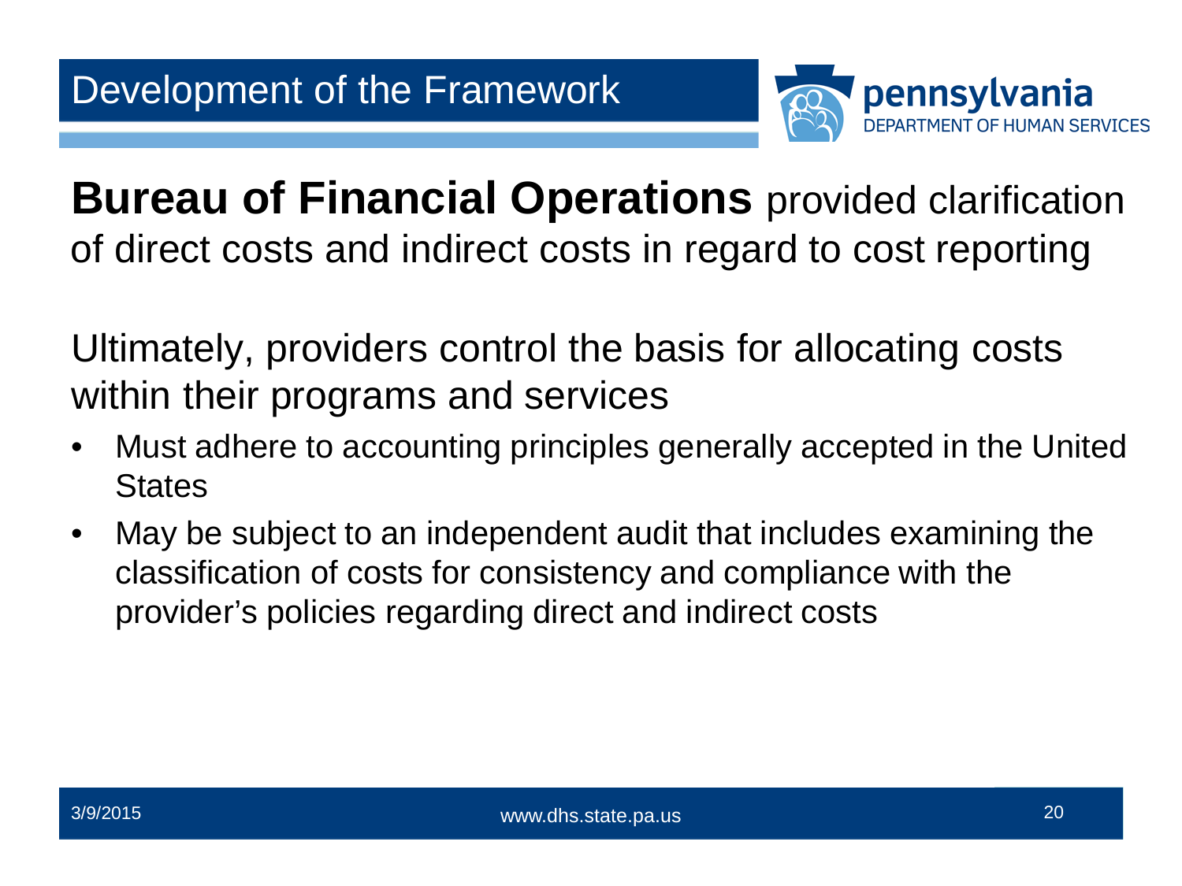# Development of the Framework

**Bureau of Financial Operations** provided clarification of direct costs and indirect costs in regard to cost reporting

Ultimately, providers control the basis for allocating costs within their programs and services

- Must adhere to accounting principles generally accepted in the United States
- May be subject to an independent audit that includes examining the classification of costs for consistency and compliance with the provider's policies regarding direct and indirect costs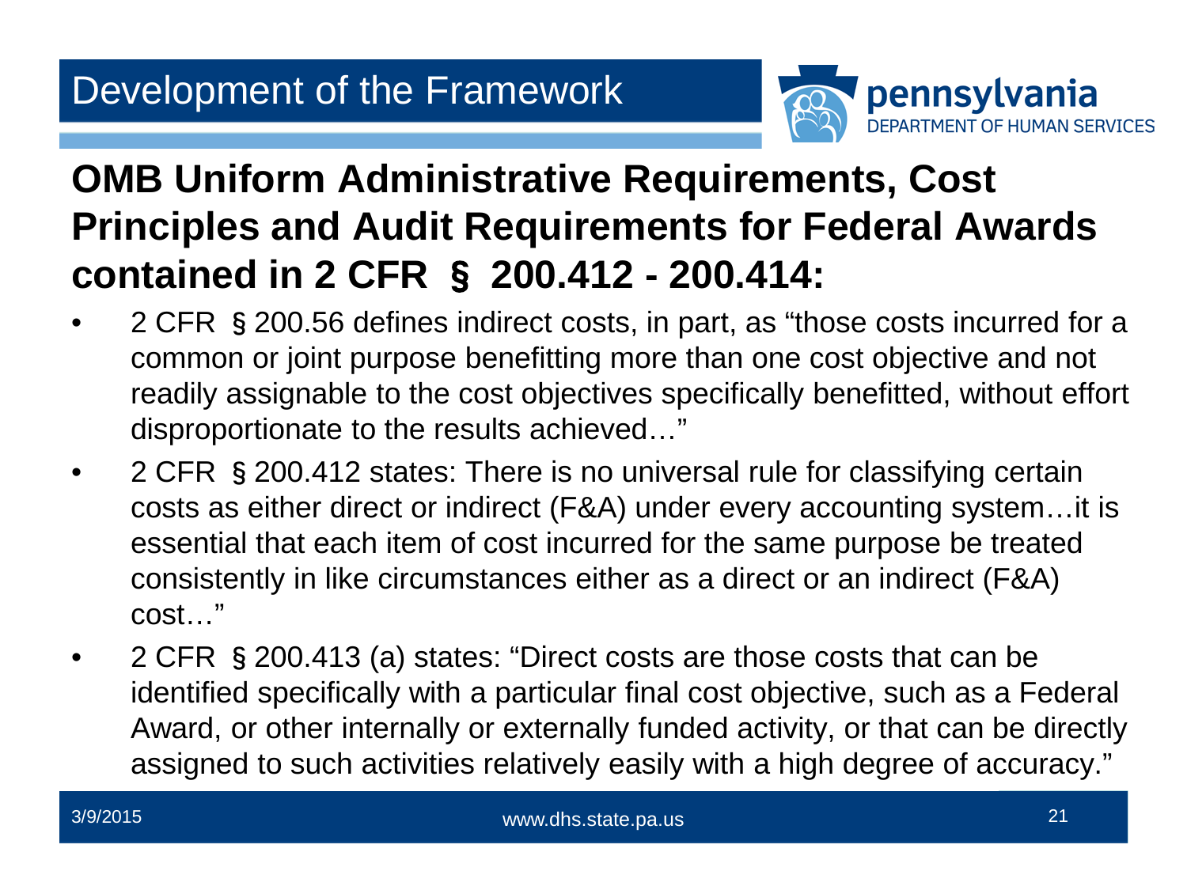# Development of the Framework

## OMB Uniform Administrative Requirements, Cost Principles and Audit Requirements for Federal Awards contained in 2 CFR § 200.412 - 200.414:

- 2 CFR § 200.56 defines indirect costs, in part, as "those costs incurred for a common or joint purpose benefitting more than one cost objective and not readily assignable to the cost objectives specifically benefitted, without effort disproportionate to the results achieved…"
- 2 CFR § 200.412 states: There is no universal rule for classifying certain costs as either direct or indirect (F&A) under every accounting system…it is essential that each item of cost incurred for the same purpose be treated consistently in like circumstances either as a direct or an indirect (F&A) cost…"
- 2 CFR § 200.413 (a) states: "Direct costs are those costs that can be identified specifically with a particular final cost objective, such as a Federal Award, or other internally or externally funded activity, or that can be directly assigned to such activities relatively easily with a high degree of accuracy."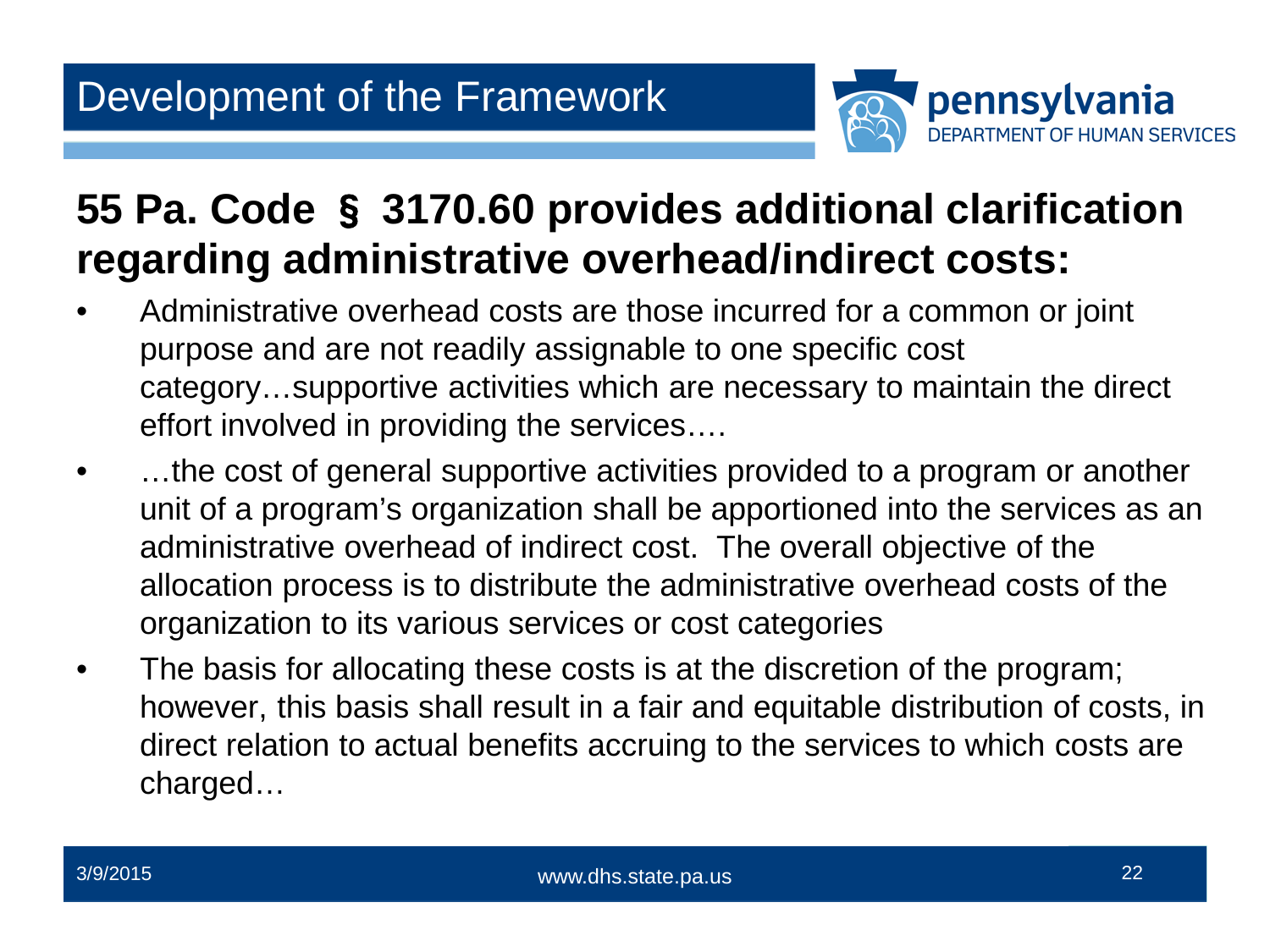# Development of the Framework

## 55 Pa. Code § 3170.60 provides additional clarification regarding administrative overhead/indirect costs:

- Administrative overhead costs are those incurred for a common or joint purpose and are not readily assignable to one specific cost category…supportive activities which are necessary to maintain the direct effort involved in providing the services….
- …the cost of general supportive activities provided to a program or another unit of a program's organization shall be apportioned into the services as an administrative overhead of indirect cost. The overall objective of the allocation process is to distribute the administrative overhead costs of the organization to its various services or cost categories
- The basis for allocating these costs is at the discretion of the program; however, this basis shall result in a fair and equitable distribution of costs, in direct relation to actual benefits accruing to the services to which costs are charged…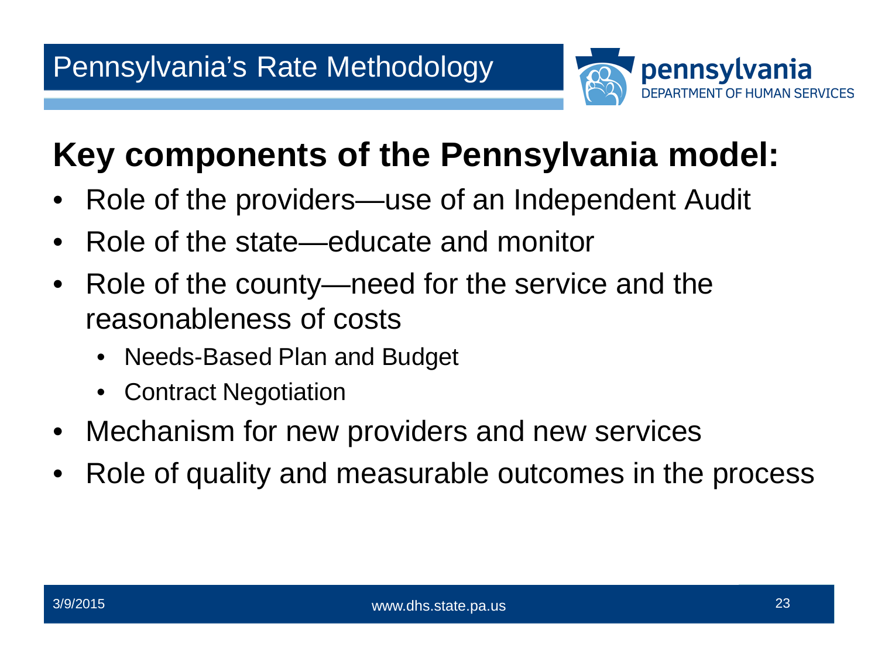# Pennsylvania's Rate Methodology

## Key components of the Pennsylvania model:

- Role of the providers—use of an Independent Audit
- Role of the state—educate and monitor
- Role of the county—need for the service and the reasonableness of costs
  - Needs-Based Plan and Budget
  - Contract Negotiation
- Mechanism for new providers and new services
- Role of quality and measurable outcomes in the process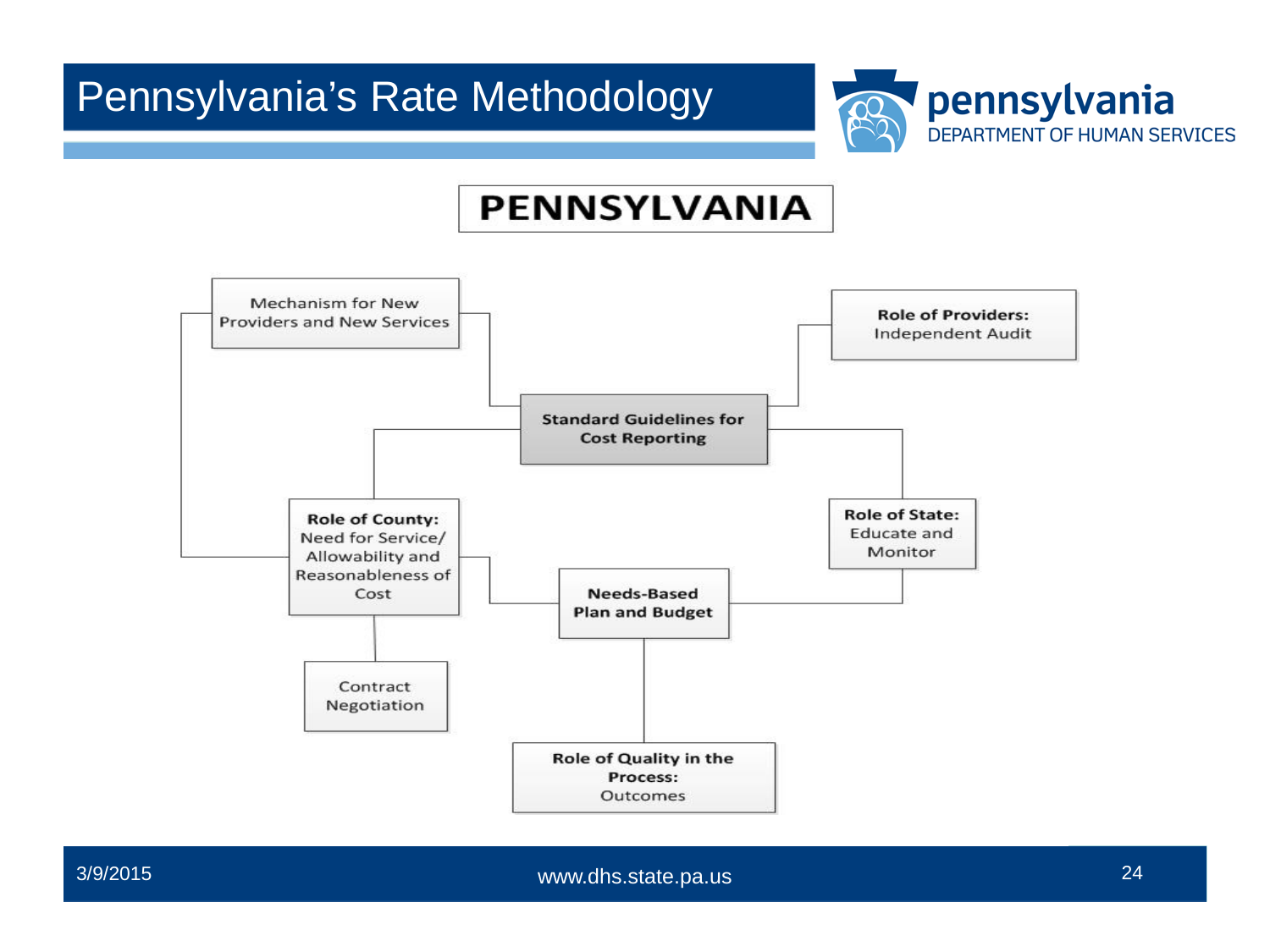# Pennsylvania's Rate Methodology

pennsylvania
DEPARTMENT OF HUMAN SERVICES

## PENNSYLVANIA

Mechanism for New Providers and New Services

**Role of Providers:** Independent Audit

**Standard Guidelines for Cost Reporting**

**Role of County:** Need for Service/ Allowability and Reasonableness of Cost

**Role of State:** Educate and Monitor

**Needs-Based Plan and Budget**

Contract Negotiation

**Role of Quality in the Process:** Outcomes

3/9/2015

www.dhs.state.pa.us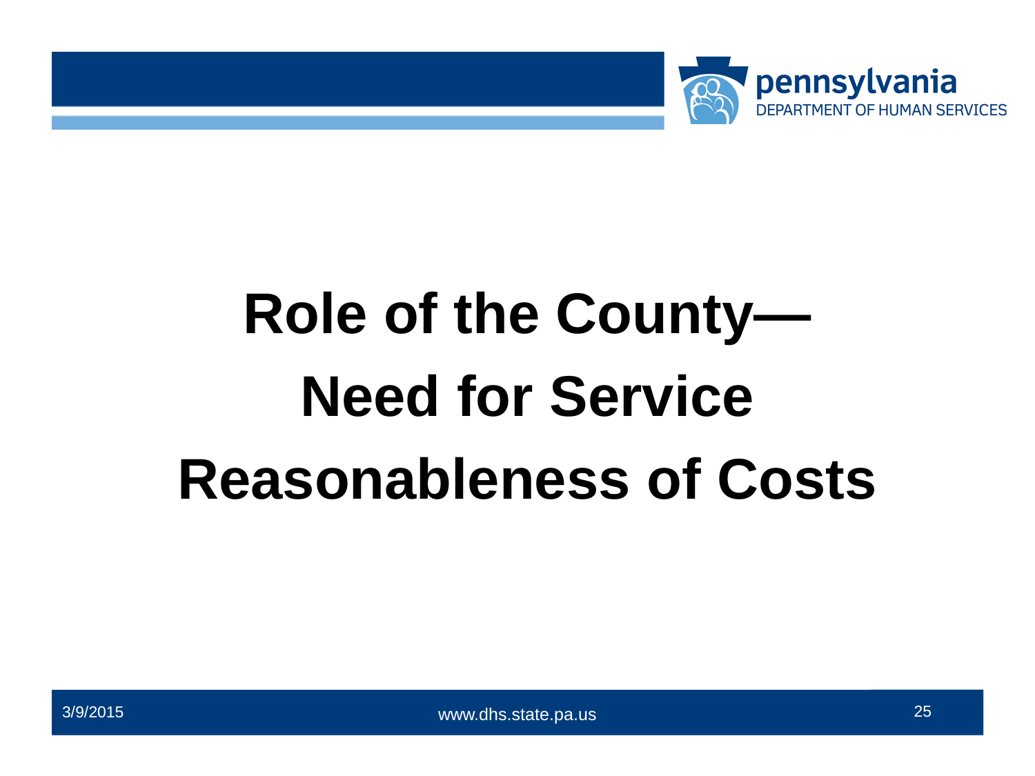# Role of the County— Need for Service Reasonableness of Costs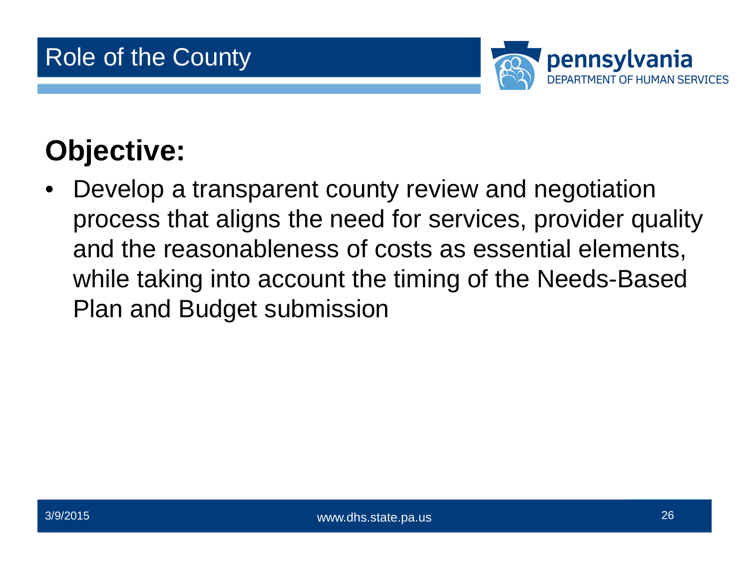# Role of the County

## Objective:

- Develop a transparent county review and negotiation process that aligns the need for services, provider quality and the reasonableness of costs as essential elements, while taking into account the timing of the Needs-Based Plan and Budget submission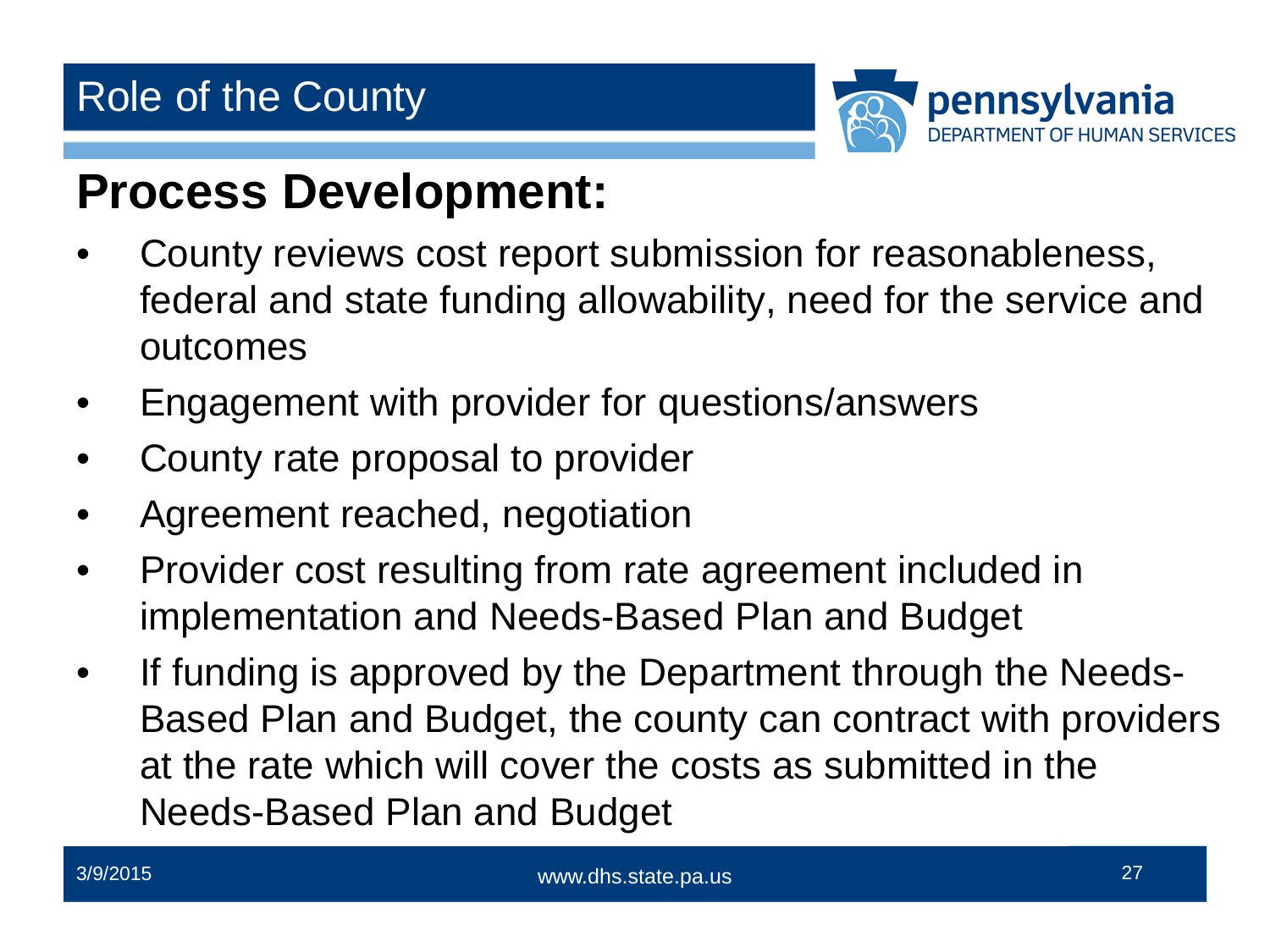# Role of the County

## Process Development:

- County reviews cost report submission for reasonableness, federal and state funding allowability, need for the service and outcomes
- Engagement with provider for questions/answers
- County rate proposal to provider
- Agreement reached, negotiation
- Provider cost resulting from rate agreement included in implementation and Needs-Based Plan and Budget
- If funding is approved by the Department through the Needs-Based Plan and Budget, the county can contract with providers at the rate which will cover the costs as submitted in the Needs-Based Plan and Budget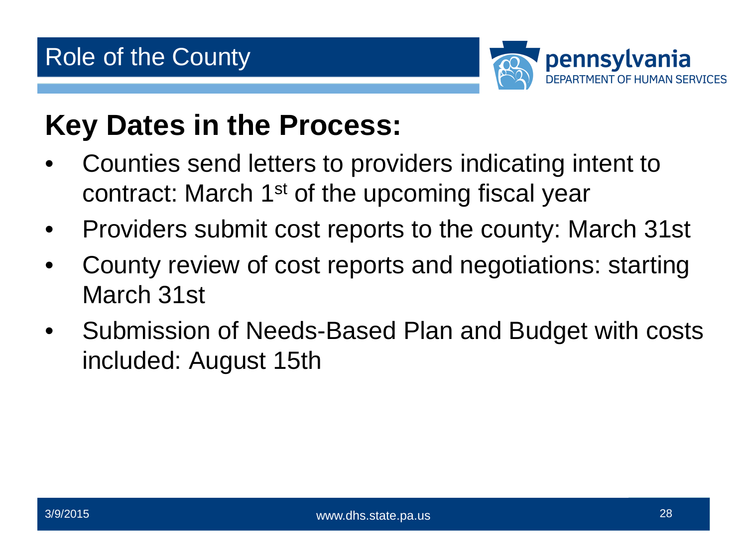# Role of the County

## Key Dates in the Process:

- Counties send letters to providers indicating intent to contract: March 1st of the upcoming fiscal year
- Providers submit cost reports to the county: March 31st
- County review of cost reports and negotiations: starting March 31st
- Submission of Needs-Based Plan and Budget with costs included: August 15th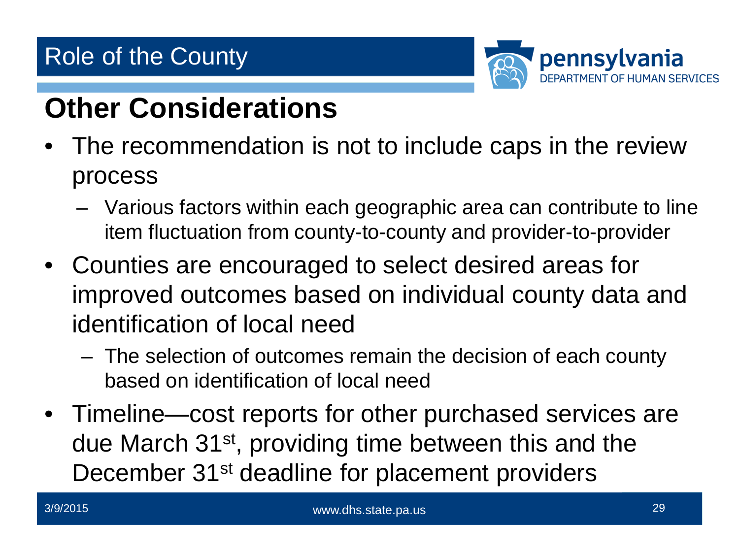# Role of the County

## Other Considerations

- The recommendation is not to include caps in the review process
  - Various factors within each geographic area can contribute to line item fluctuation from county-to-county and provider-to-provider
- Counties are encouraged to select desired areas for improved outcomes based on individual county data and identification of local need
  - The selection of outcomes remain the decision of each county based on identification of local need
- Timeline—cost reports for other purchased services are due March 31st, providing time between this and the December 31st deadline for placement providers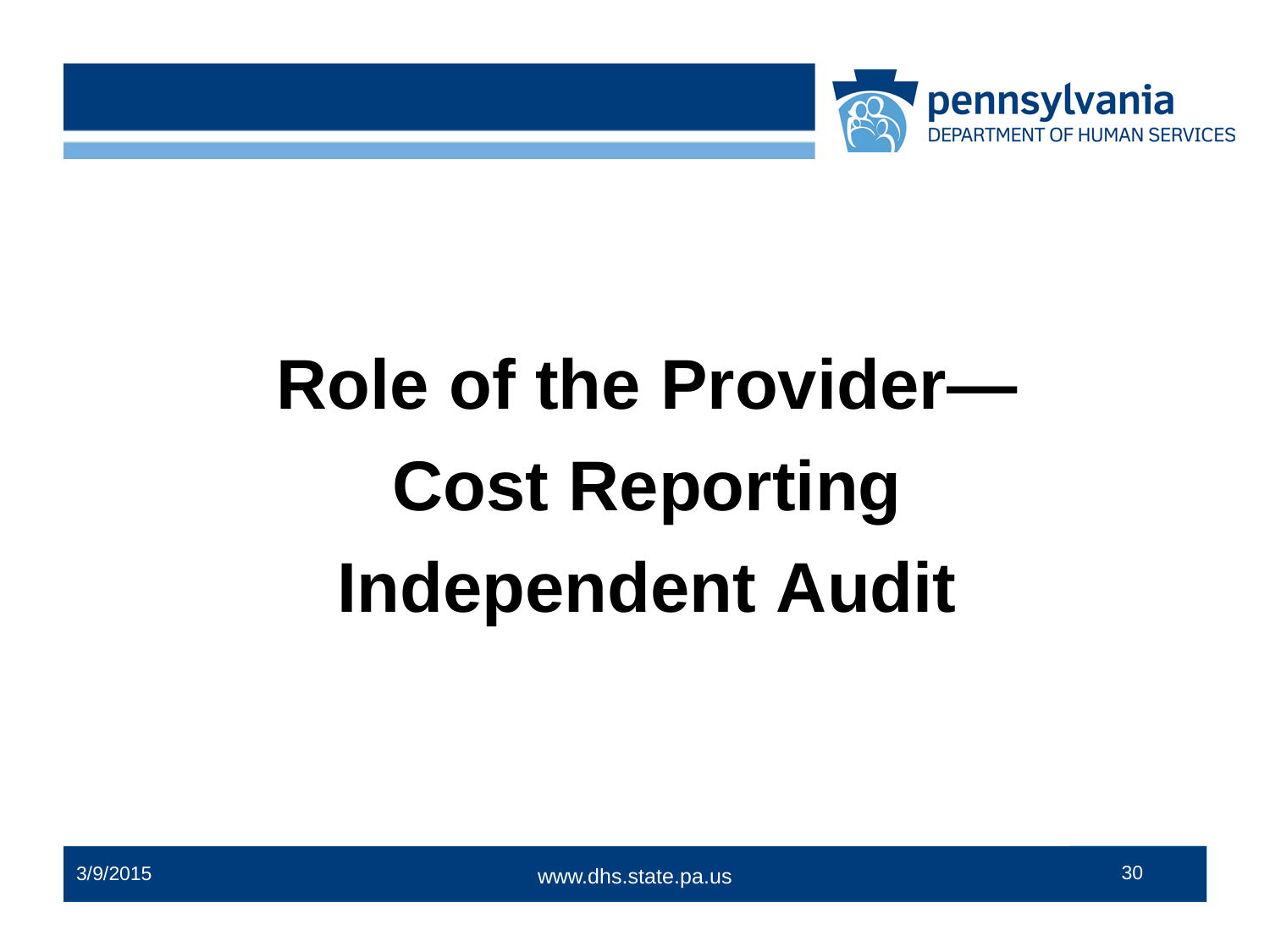# Role of the Provider—
# Cost Reporting
# Independent Audit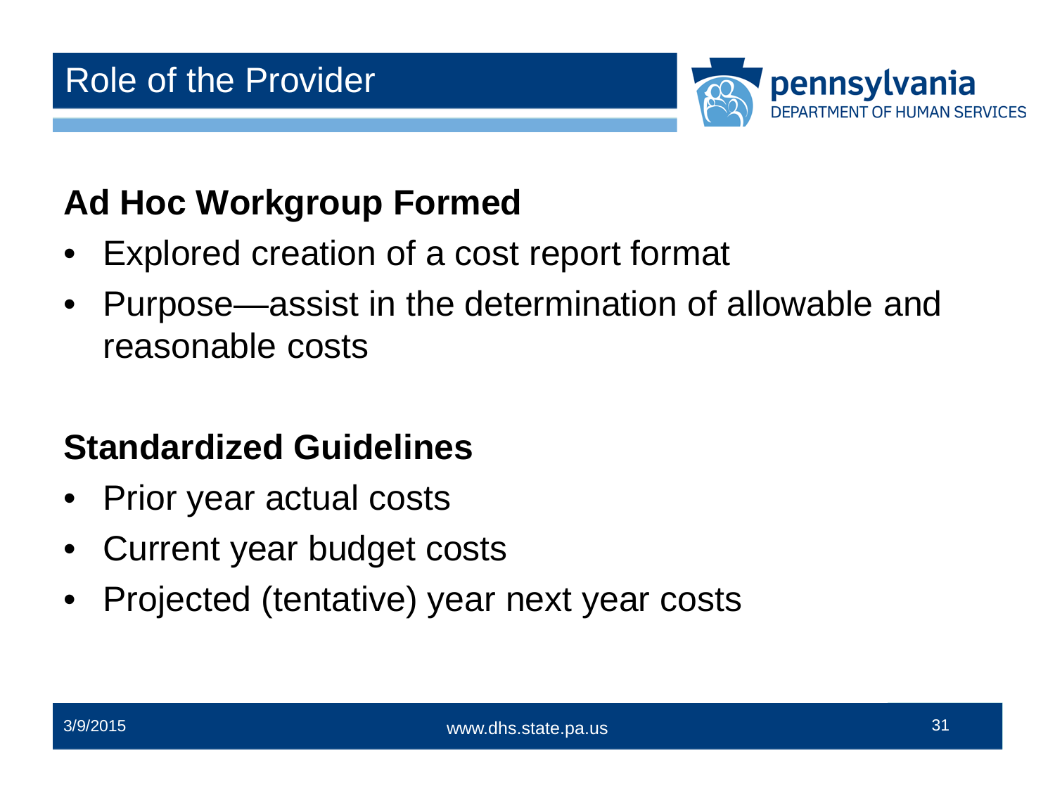# Role of the Provider

## Ad Hoc Workgroup Formed

- Explored creation of a cost report format
- Purpose—assist in the determination of allowable and reasonable costs

## Standardized Guidelines

- Prior year actual costs
- Current year budget costs
- Projected (tentative) year next year costs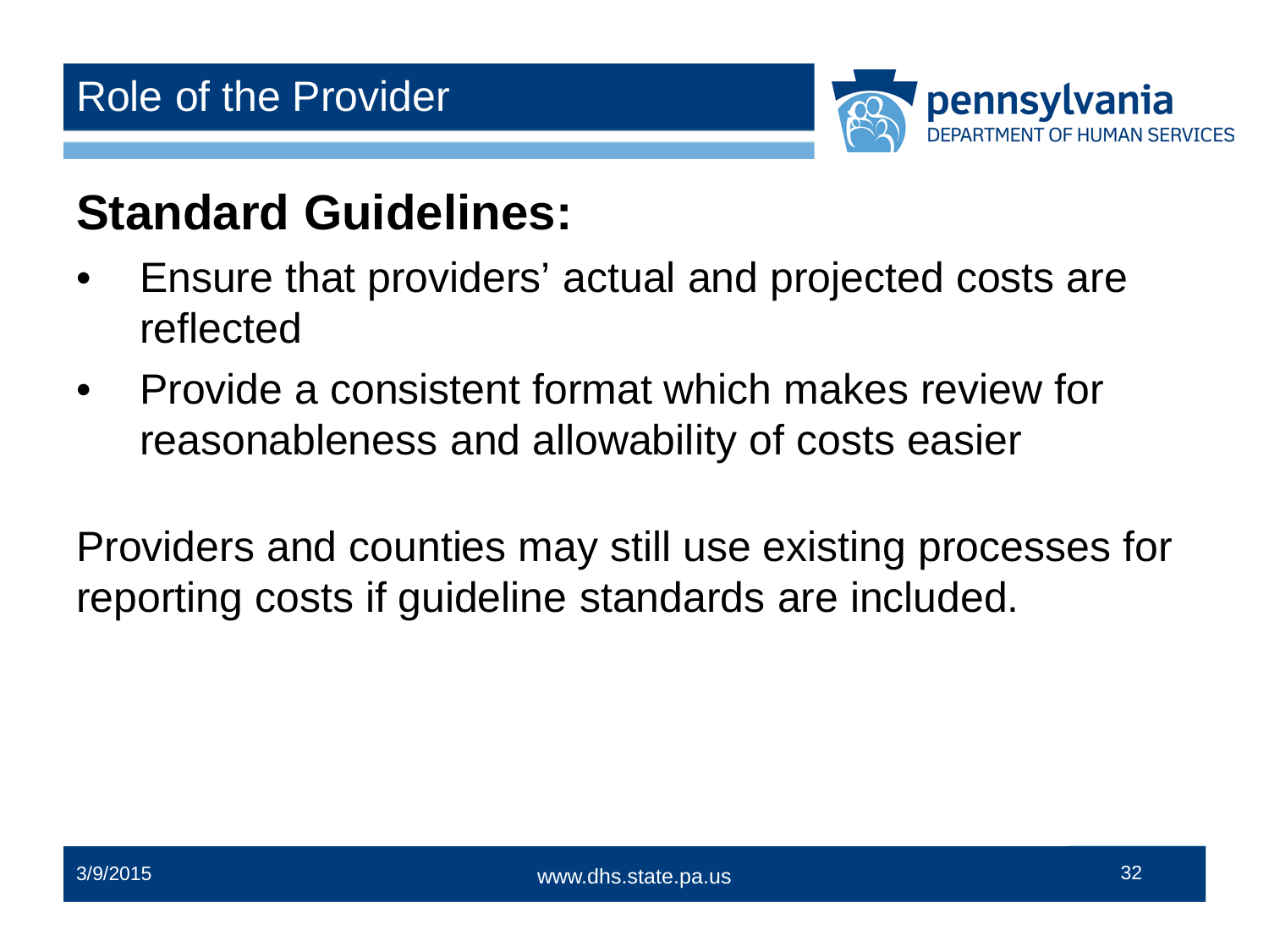# Role of the Provider

## Standard Guidelines:

- Ensure that providers' actual and projected costs are reflected
- Provide a consistent format which makes review for reasonableness and allowability of costs easier

Providers and counties may still use existing processes for reporting costs if guideline standards are included.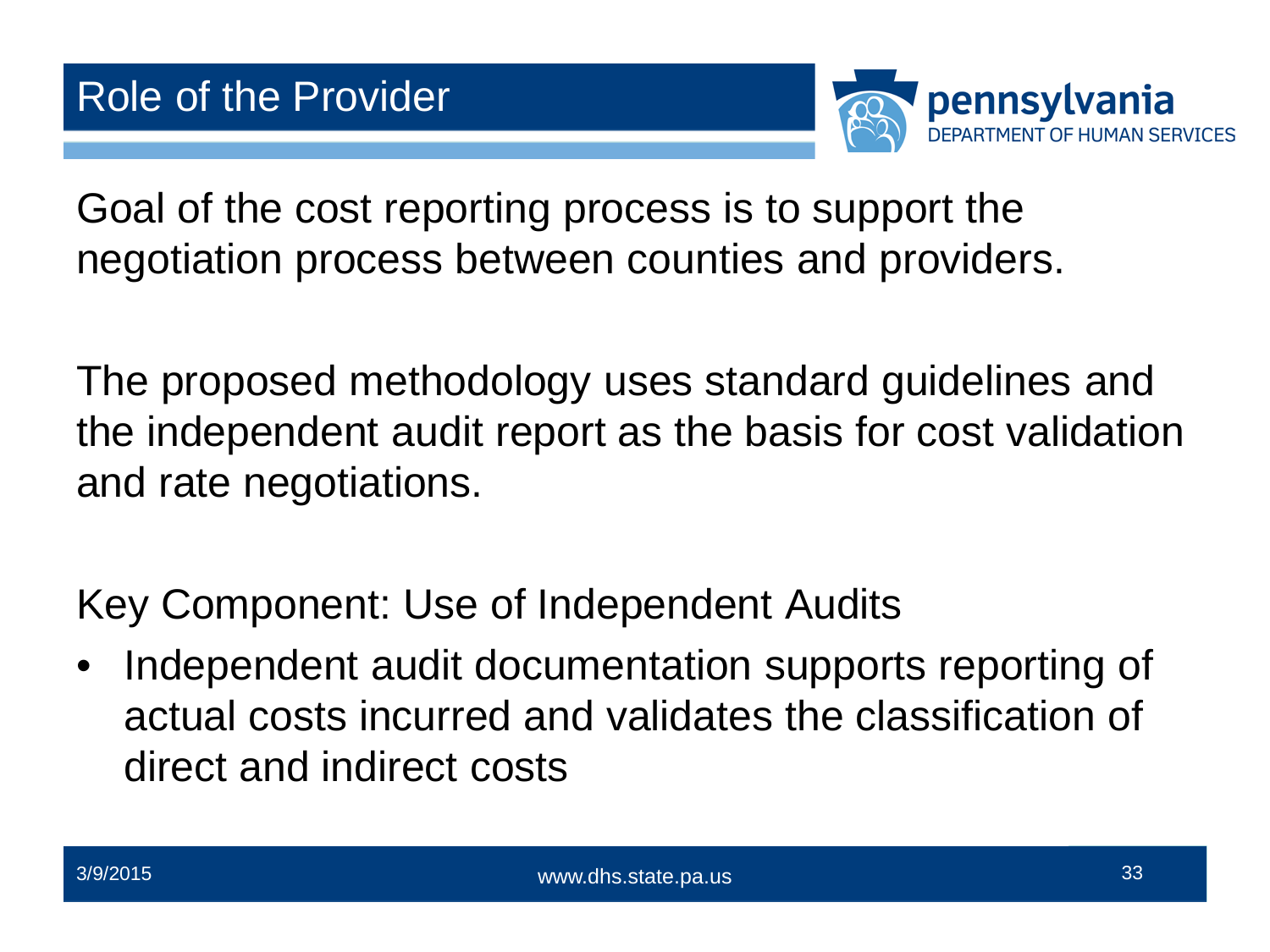# Role of the Provider

Goal of the cost reporting process is to support the negotiation process between counties and providers.

The proposed methodology uses standard guidelines and the independent audit report as the basis for cost validation and rate negotiations.

Key Component: Use of Independent Audits

- Independent audit documentation supports reporting of actual costs incurred and validates the classification of direct and indirect costs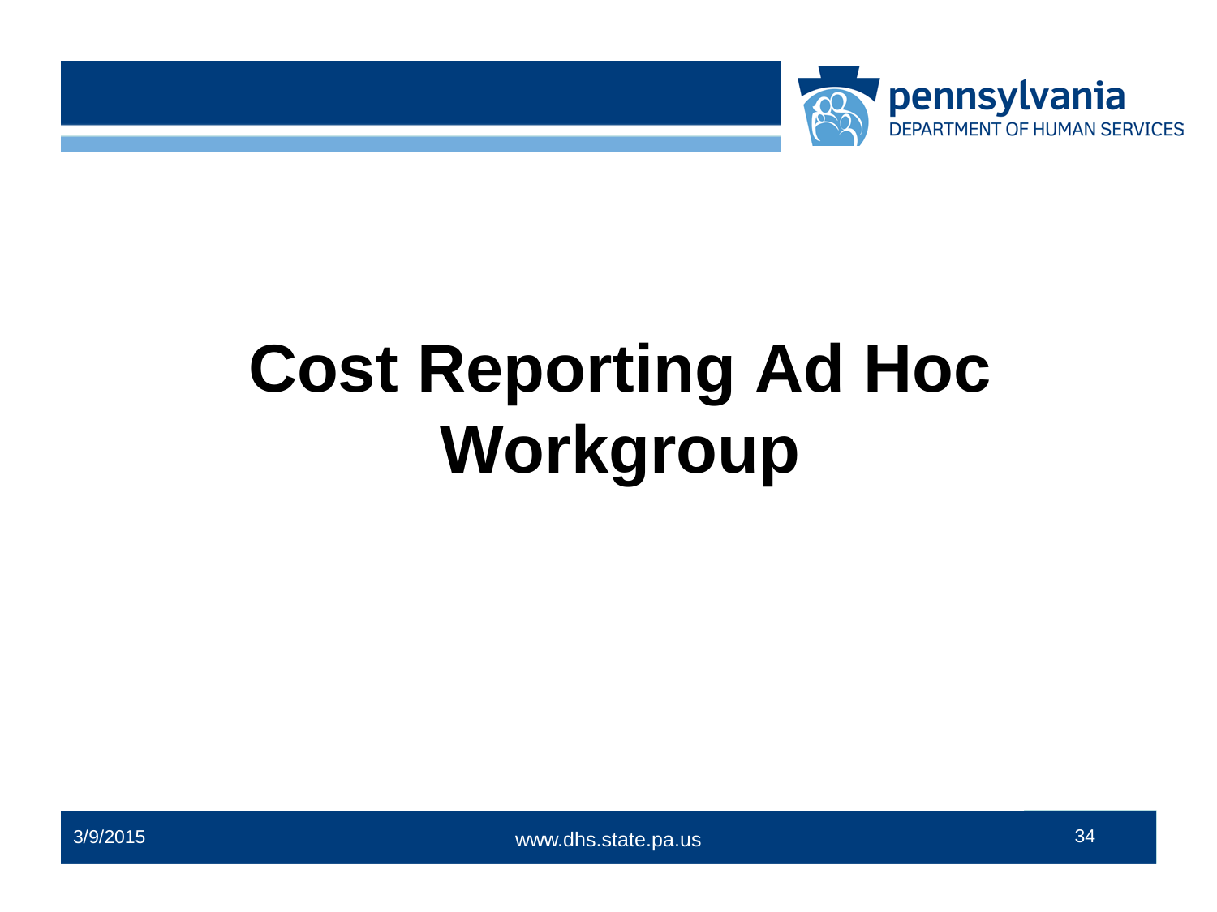# Cost Reporting Ad Hoc Workgroup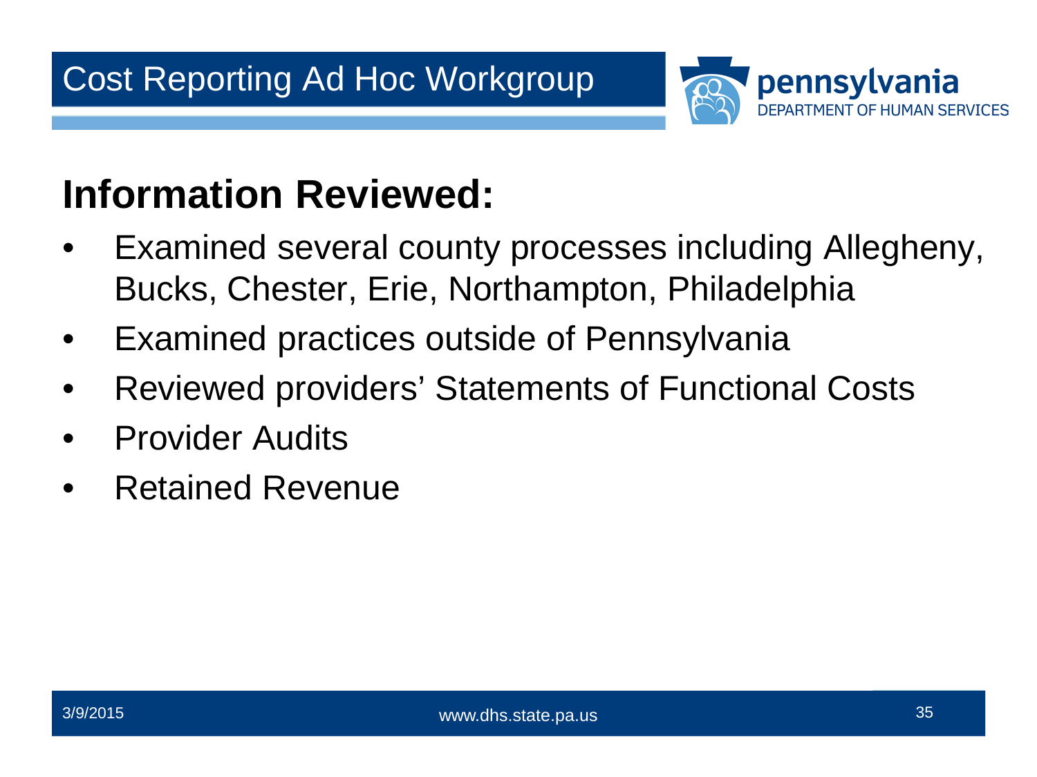# Cost Reporting Ad Hoc Workgroup

## Information Reviewed:

- Examined several county processes including Allegheny, Bucks, Chester, Erie, Northampton, Philadelphia
- Examined practices outside of Pennsylvania
- Reviewed providers' Statements of Functional Costs
- Provider Audits
- Retained Revenue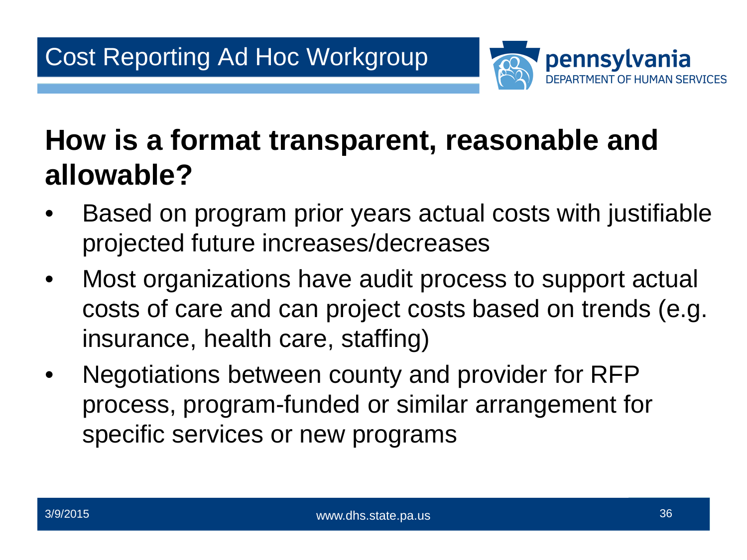## How is a format transparent, reasonable and allowable?

- Based on program prior years actual costs with justifiable projected future increases/decreases
- Most organizations have audit process to support actual costs of care and can project costs based on trends (e.g. insurance, health care, staffing)
- Negotiations between county and provider for RFP process, program-funded or similar arrangement for specific services or new programs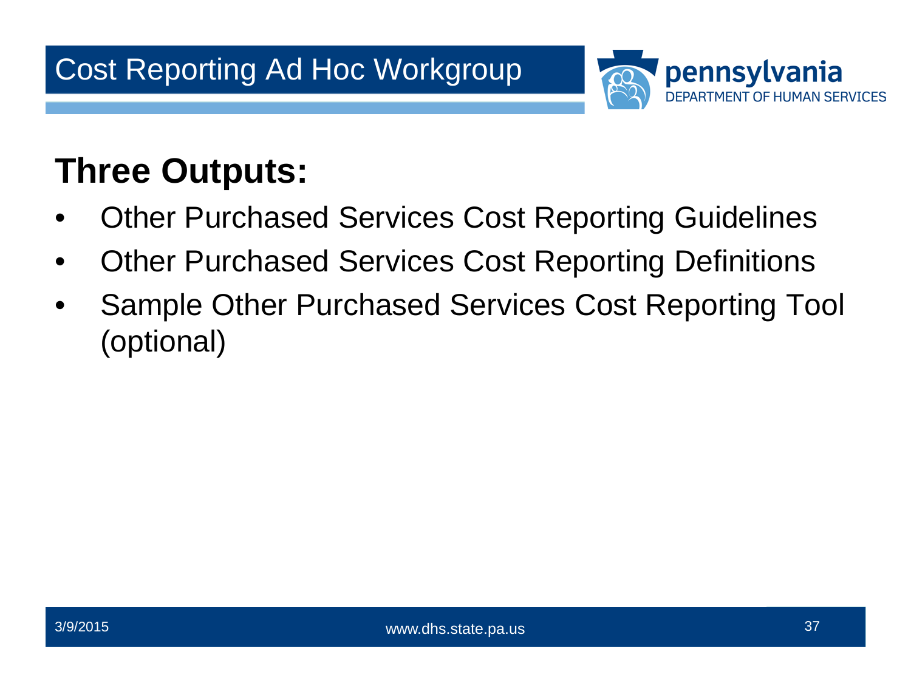# Cost Reporting Ad Hoc Workgroup

## Three Outputs:

- Other Purchased Services Cost Reporting Guidelines
- Other Purchased Services Cost Reporting Definitions
- Sample Other Purchased Services Cost Reporting Tool (optional)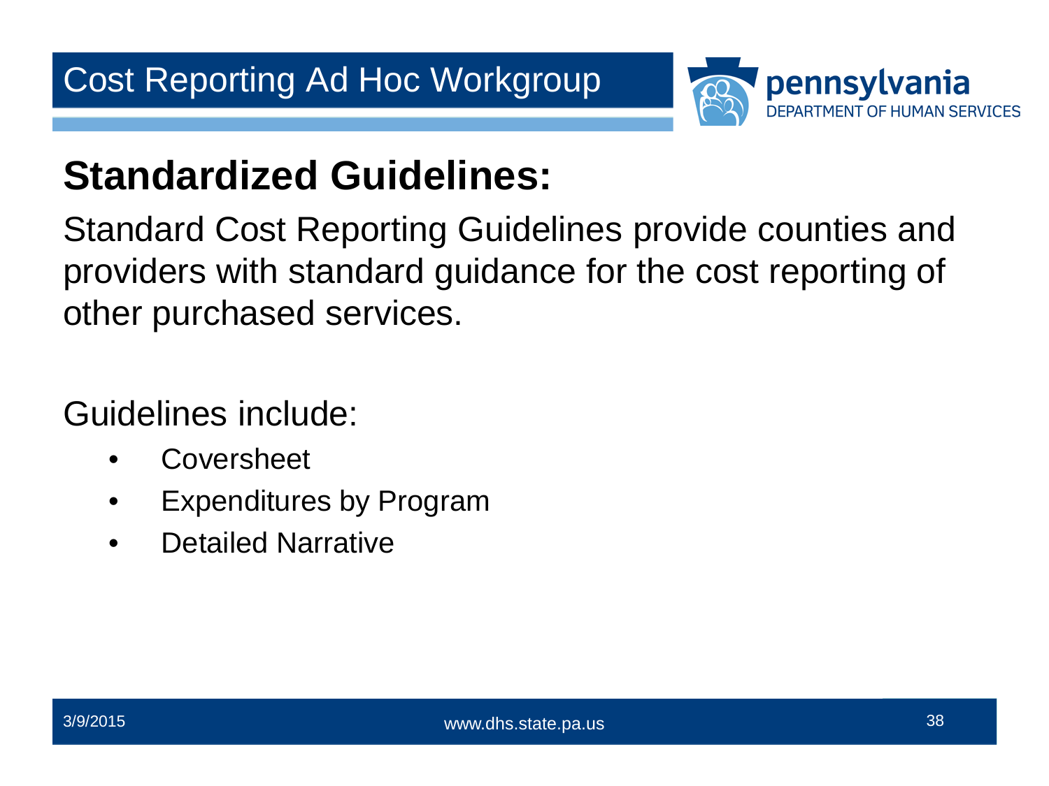## Standardized Guidelines:

Standard Cost Reporting Guidelines provide counties and providers with standard guidance for the cost reporting of other purchased services.

Guidelines include:

- Coversheet
- Expenditures by Program
- Detailed Narrative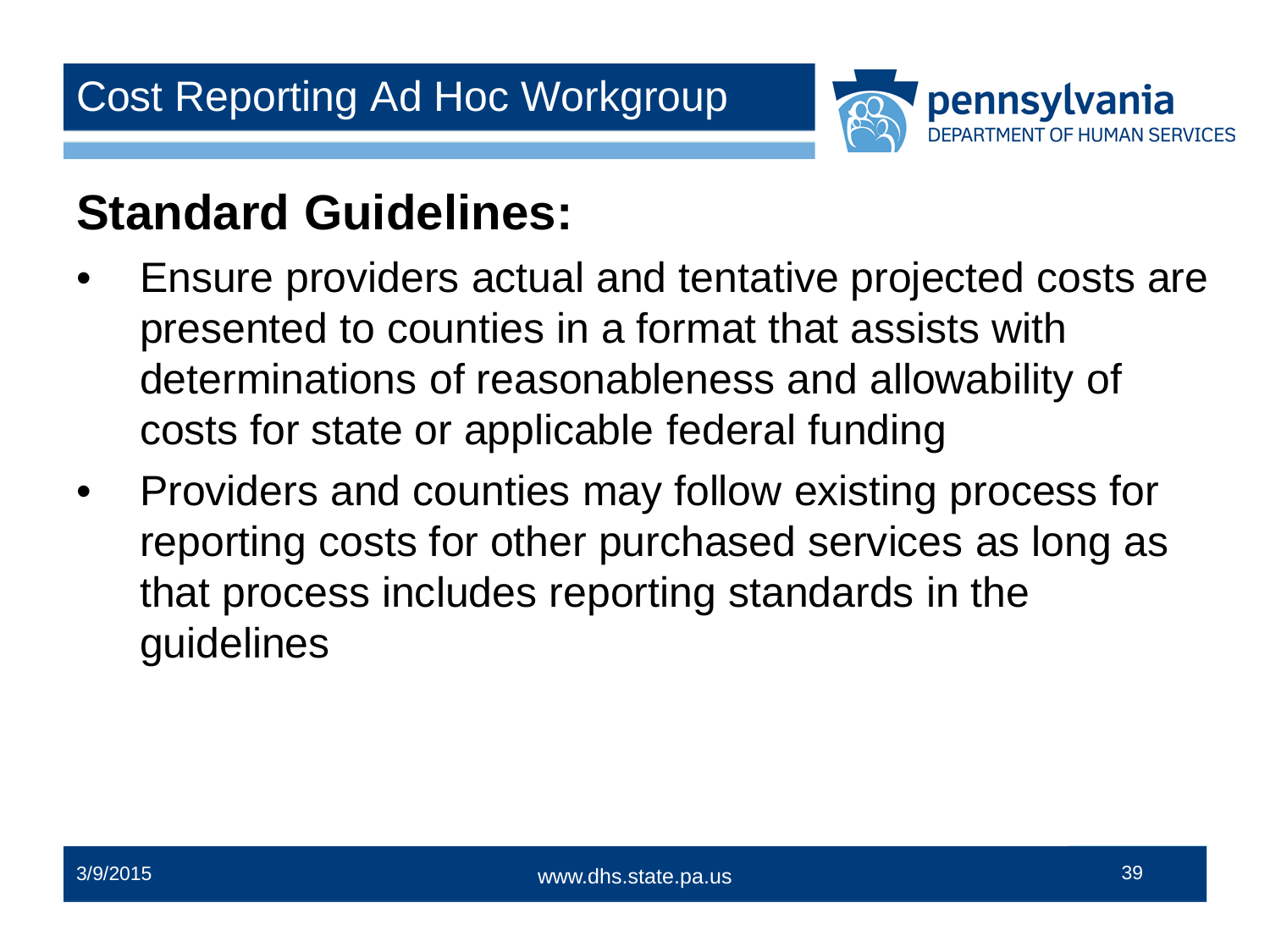## Standard Guidelines:

- Ensure providers actual and tentative projected costs are presented to counties in a format that assists with determinations of reasonableness and allowability of costs for state or applicable federal funding
- Providers and counties may follow existing process for reporting costs for other purchased services as long as that process includes reporting standards in the guidelines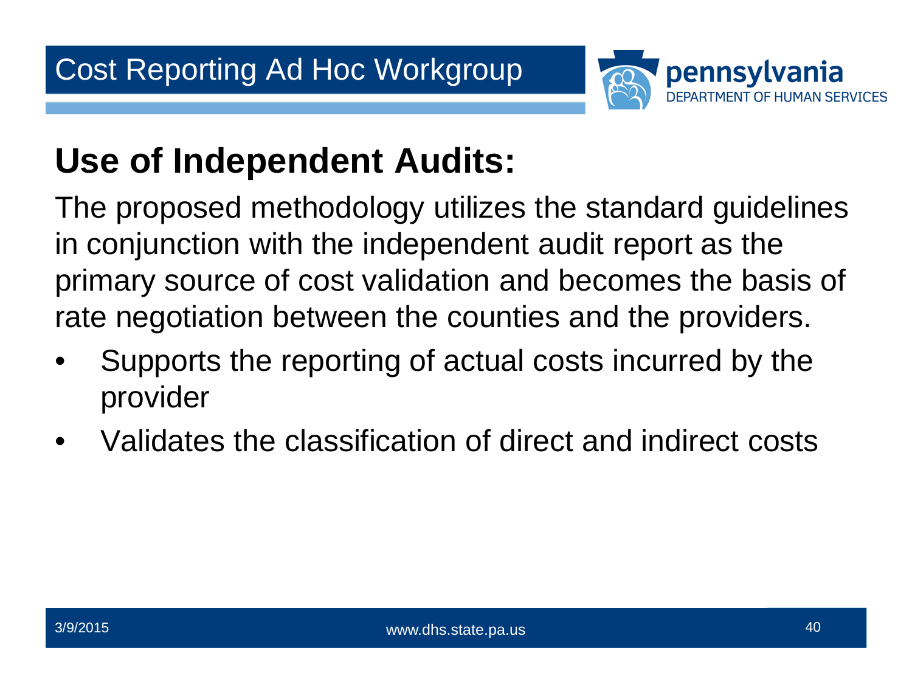# Use of Independent Audits:

The proposed methodology utilizes the standard guidelines in conjunction with the independent audit report as the primary source of cost validation and becomes the basis of rate negotiation between the counties and the providers.

- Supports the reporting of actual costs incurred by the provider
- Validates the classification of direct and indirect costs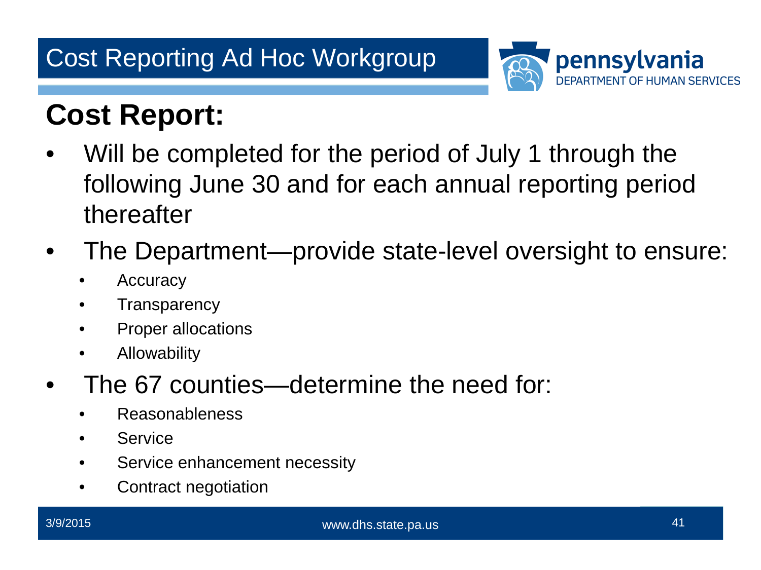# Cost Reporting Ad Hoc Workgroup

## Cost Report:

- Will be completed for the period of July 1 through the following June 30 and for each annual reporting period thereafter
- The Department—provide state-level oversight to ensure:
  - Accuracy
  - Transparency
  - Proper allocations
  - Allowability
- The 67 counties—determine the need for:
  - Reasonableness
  - Service
  - Service enhancement necessity
  - Contract negotiation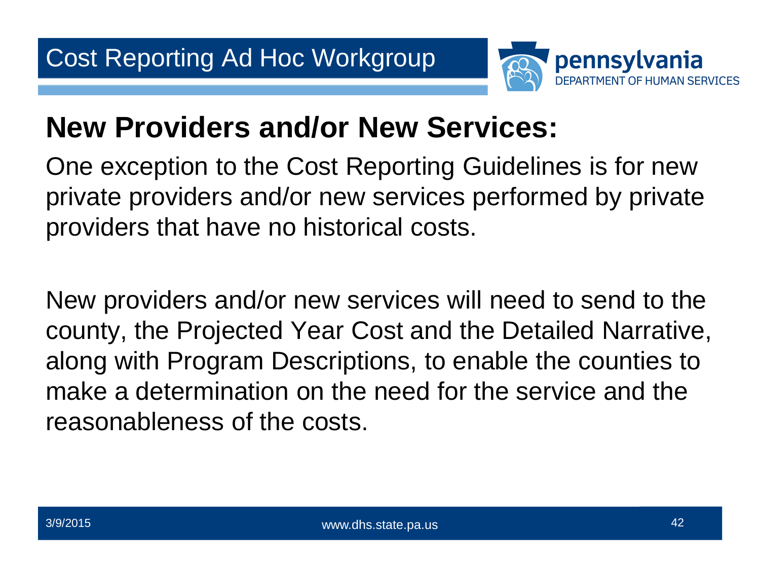## New Providers and/or New Services:

One exception to the Cost Reporting Guidelines is for new private providers and/or new services performed by private providers that have no historical costs.

New providers and/or new services will need to send to the county, the Projected Year Cost and the Detailed Narrative, along with Program Descriptions, to enable the counties to make a determination on the need for the service and the reasonableness of the costs.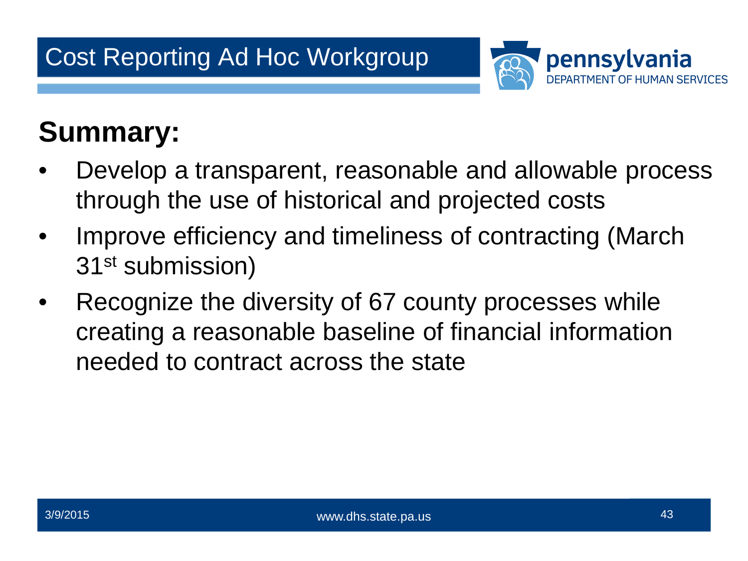# Cost Reporting Ad Hoc Workgroup

## Summary:

- Develop a transparent, reasonable and allowable process through the use of historical and projected costs
- Improve efficiency and timeliness of contracting (March 31st submission)
- Recognize the diversity of 67 county processes while creating a reasonable baseline of financial information needed to contract across the state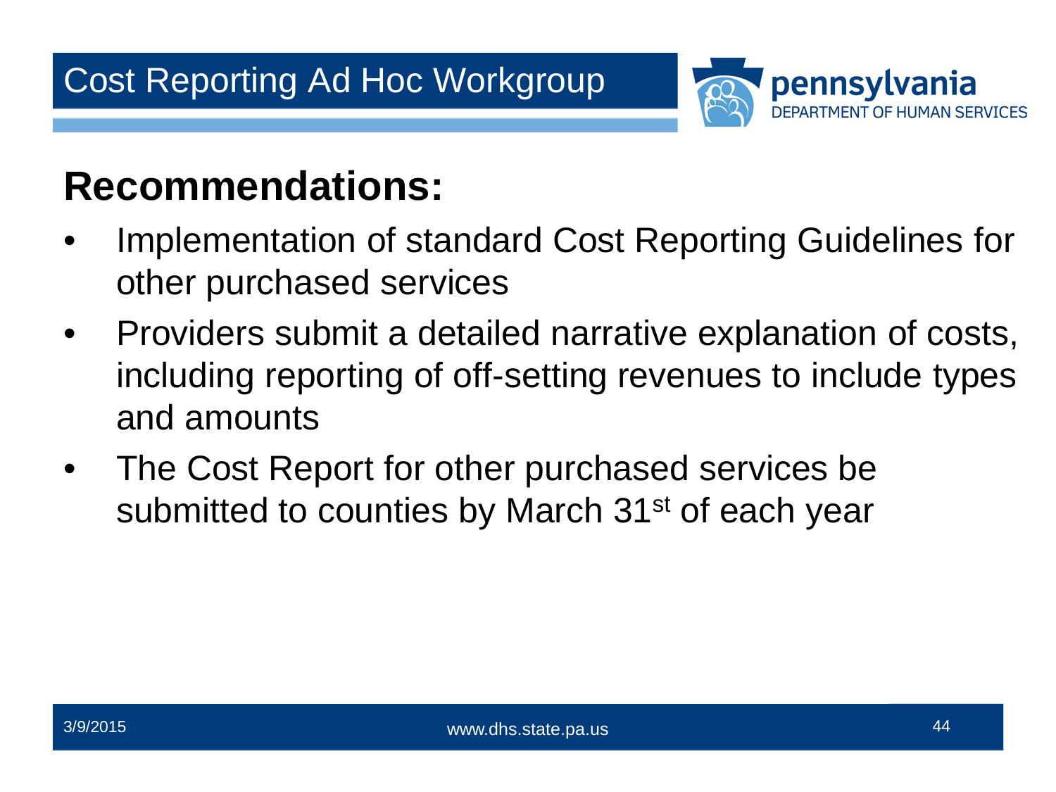# Cost Reporting Ad Hoc Workgroup

## Recommendations:

- Implementation of standard Cost Reporting Guidelines for other purchased services
- Providers submit a detailed narrative explanation of costs, including reporting of off-setting revenues to include types and amounts
- The Cost Report for other purchased services be submitted to counties by March 31st of each year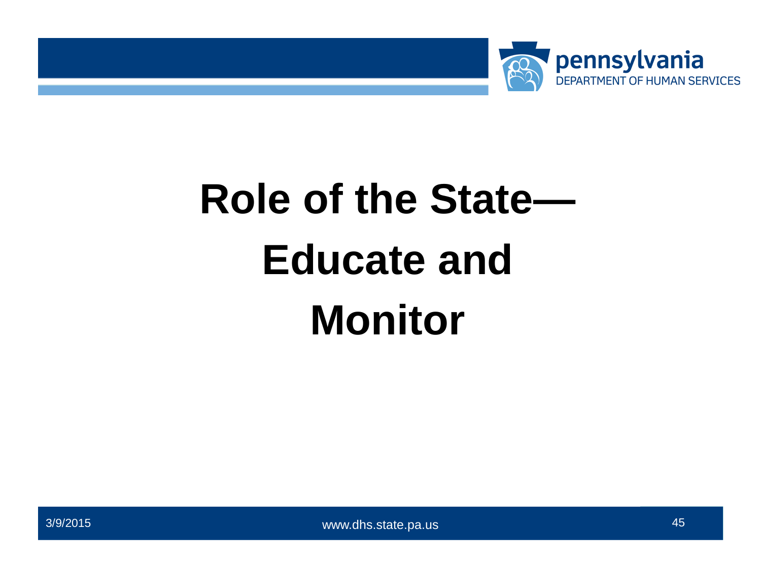# Role of the State— Educate and Monitor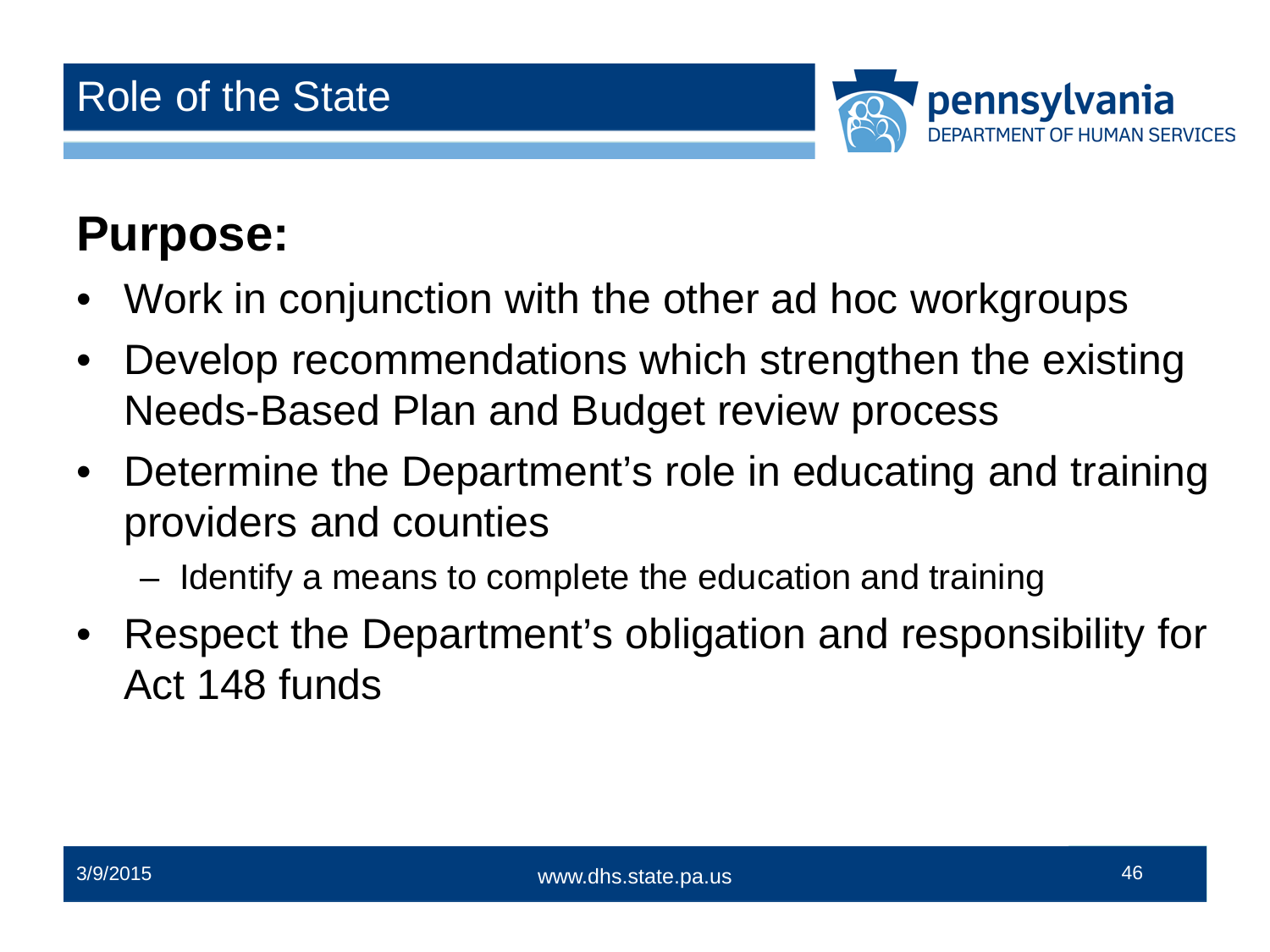# Role of the State

## Purpose:

- Work in conjunction with the other ad hoc workgroups
- Develop recommendations which strengthen the existing Needs-Based Plan and Budget review process
- Determine the Department's role in educating and training providers and counties
  - Identify a means to complete the education and training
- Respect the Department's obligation and responsibility for Act 148 funds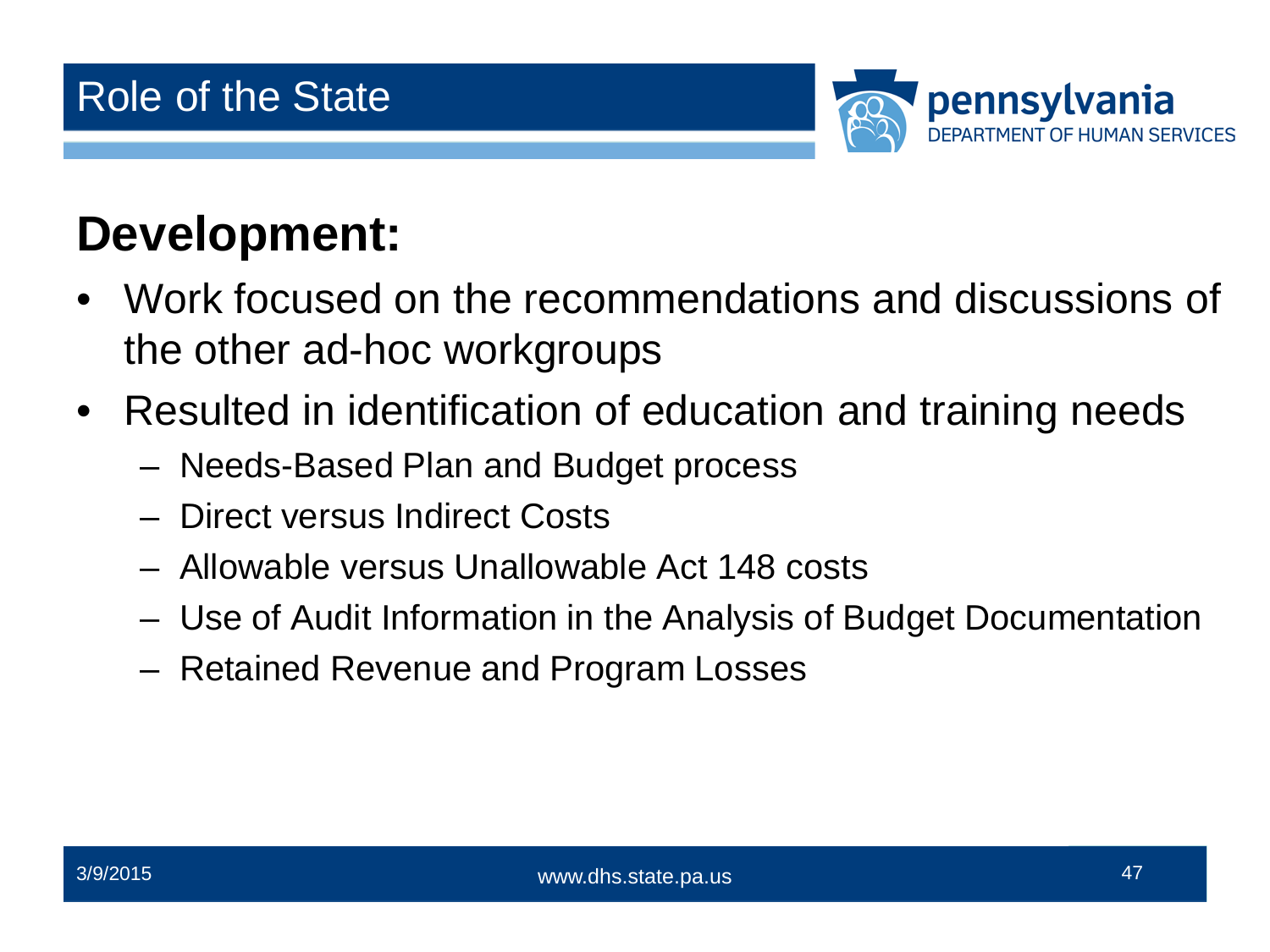# Role of the State

## Development:

- Work focused on the recommendations and discussions of the other ad-hoc workgroups
- Resulted in identification of education and training needs
  - Needs-Based Plan and Budget process
  - Direct versus Indirect Costs
  - Allowable versus Unallowable Act 148 costs
  - Use of Audit Information in the Analysis of Budget Documentation
  - Retained Revenue and Program Losses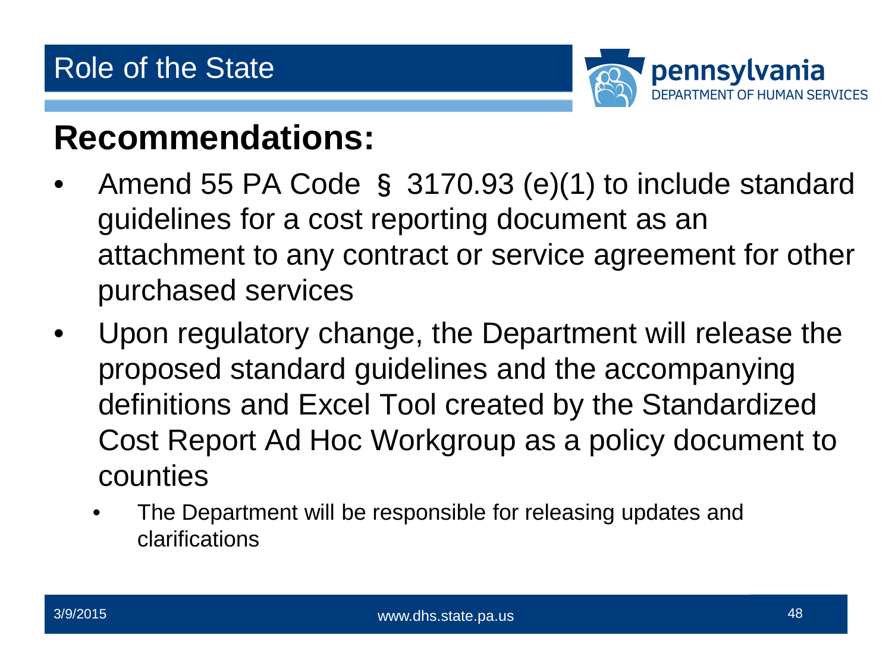# Role of the State

## Recommendations:

- Amend 55 PA Code § 3170.93 (e)(1) to include standard guidelines for a cost reporting document as an attachment to any contract or service agreement for other purchased services
- Upon regulatory change, the Department will release the proposed standard guidelines and the accompanying definitions and Excel Tool created by the Standardized Cost Report Ad Hoc Workgroup as a policy document to counties
  - The Department will be responsible for releasing updates and clarifications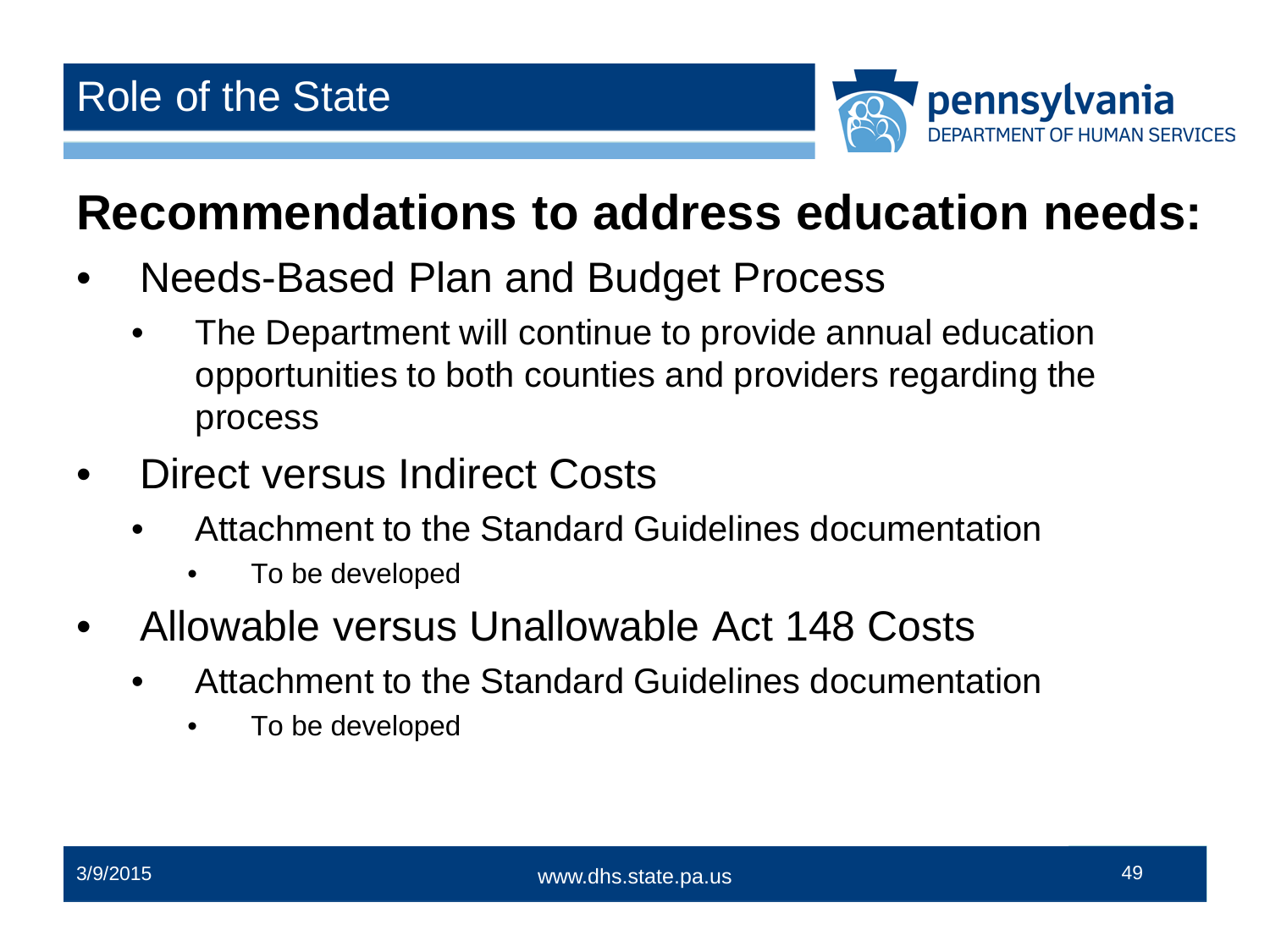## Role of the State

# Recommendations to address education needs:

- Needs-Based Plan and Budget Process
  - The Department will continue to provide annual education opportunities to both counties and providers regarding the process
- Direct versus Indirect Costs
  - Attachment to the Standard Guidelines documentation
    - To be developed
- Allowable versus Unallowable Act 148 Costs
  - Attachment to the Standard Guidelines documentation
    - To be developed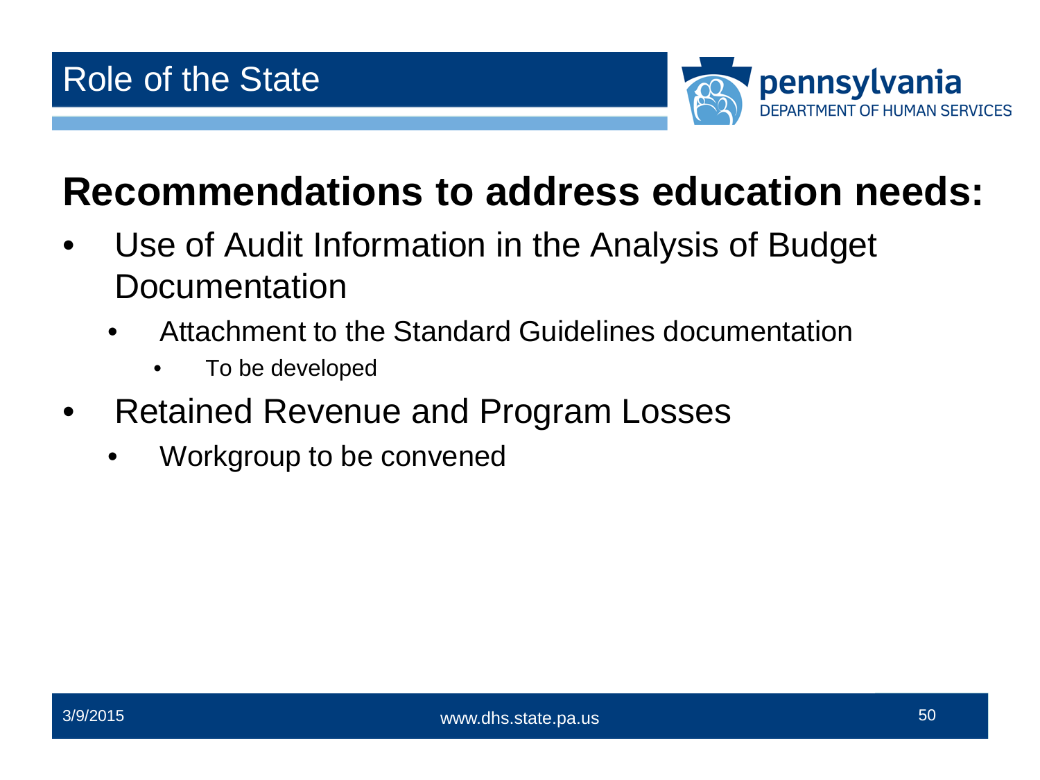# Role of the State

## Recommendations to address education needs:

- Use of Audit Information in the Analysis of Budget Documentation
  - Attachment to the Standard Guidelines documentation
    - To be developed
- Retained Revenue and Program Losses
  - Workgroup to be convened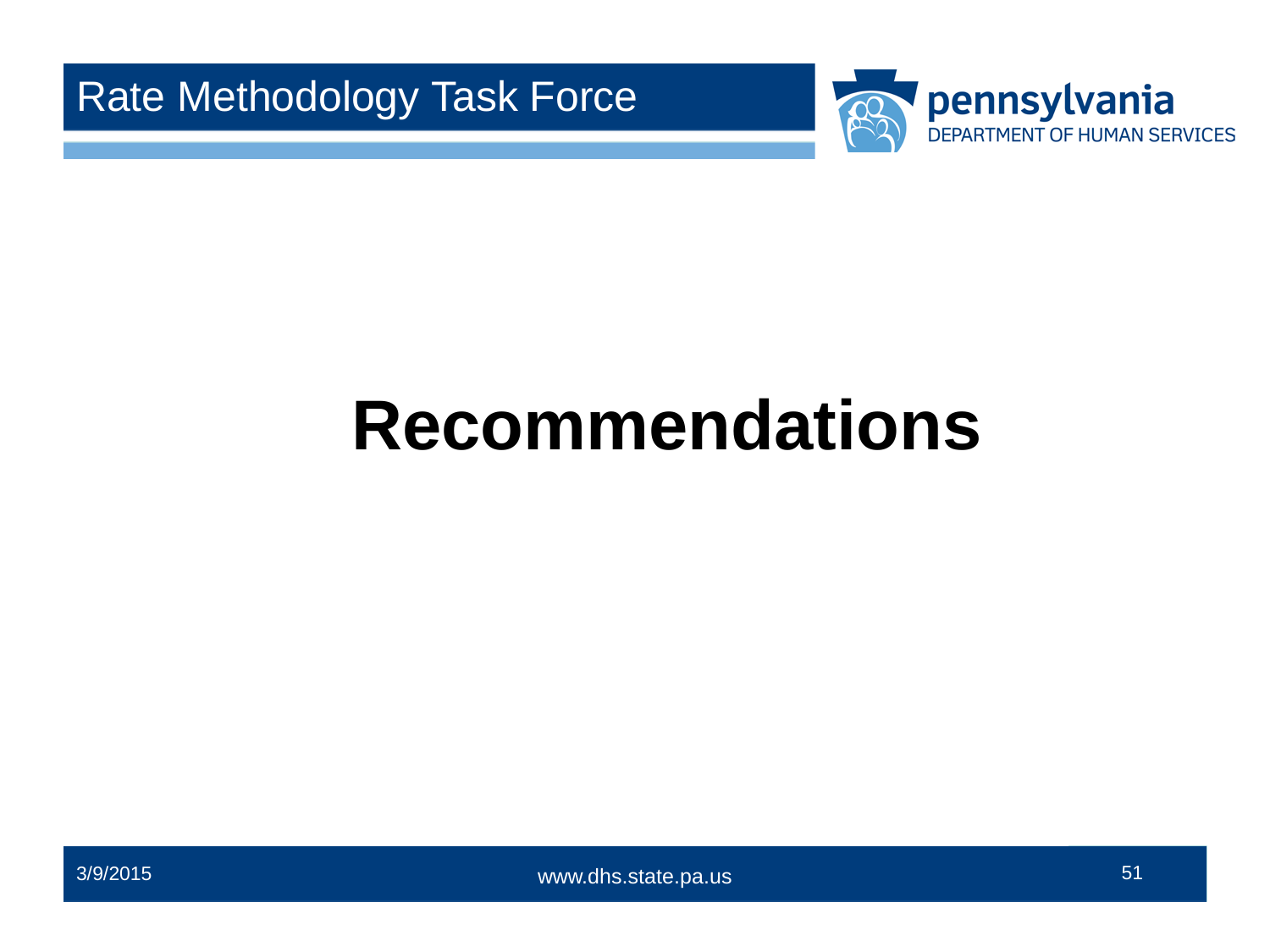# Recommendations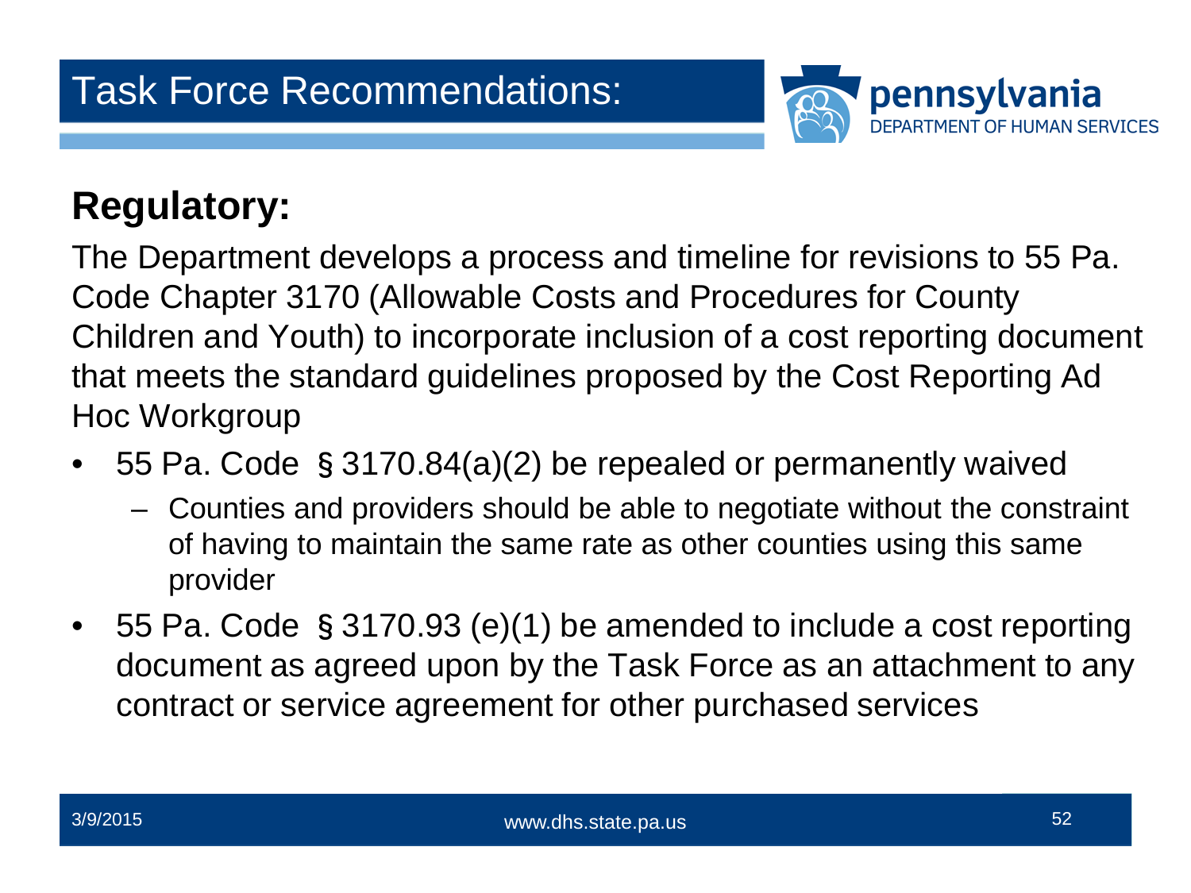# Task Force Recommendations:

## Regulatory:

The Department develops a process and timeline for revisions to 55 Pa. Code Chapter 3170 (Allowable Costs and Procedures for County Children and Youth) to incorporate inclusion of a cost reporting document that meets the standard guidelines proposed by the Cost Reporting Ad Hoc Workgroup

- 55 Pa. Code § 3170.84(a)(2) be repealed or permanently waived
  - Counties and providers should be able to negotiate without the constraint of having to maintain the same rate as other counties using this same provider
- 55 Pa. Code § 3170.93 (e)(1) be amended to include a cost reporting document as agreed upon by the Task Force as an attachment to any contract or service agreement for other purchased services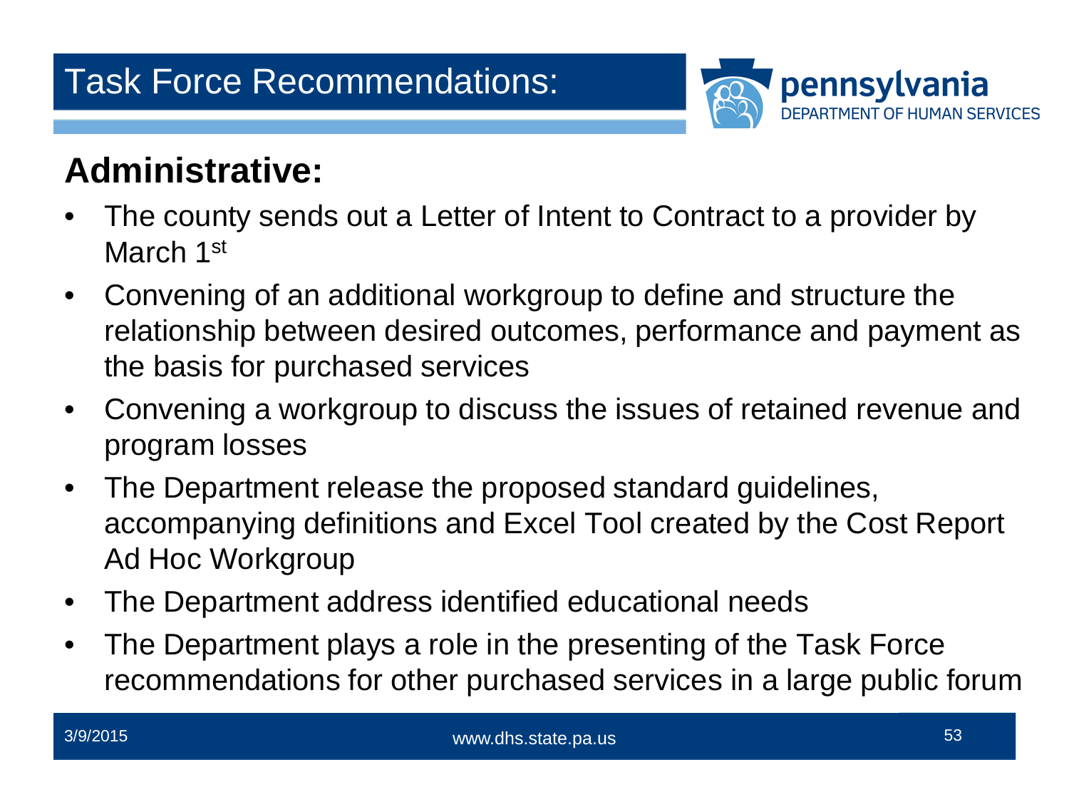# Task Force Recommendations:

## Administrative:

- The county sends out a Letter of Intent to Contract to a provider by March 1st
- Convening of an additional workgroup to define and structure the relationship between desired outcomes, performance and payment as the basis for purchased services
- Convening a workgroup to discuss the issues of retained revenue and program losses
- The Department release the proposed standard guidelines, accompanying definitions and Excel Tool created by the Cost Report Ad Hoc Workgroup
- The Department address identified educational needs
- The Department plays a role in the presenting of the Task Force recommendations for other purchased services in a large public forum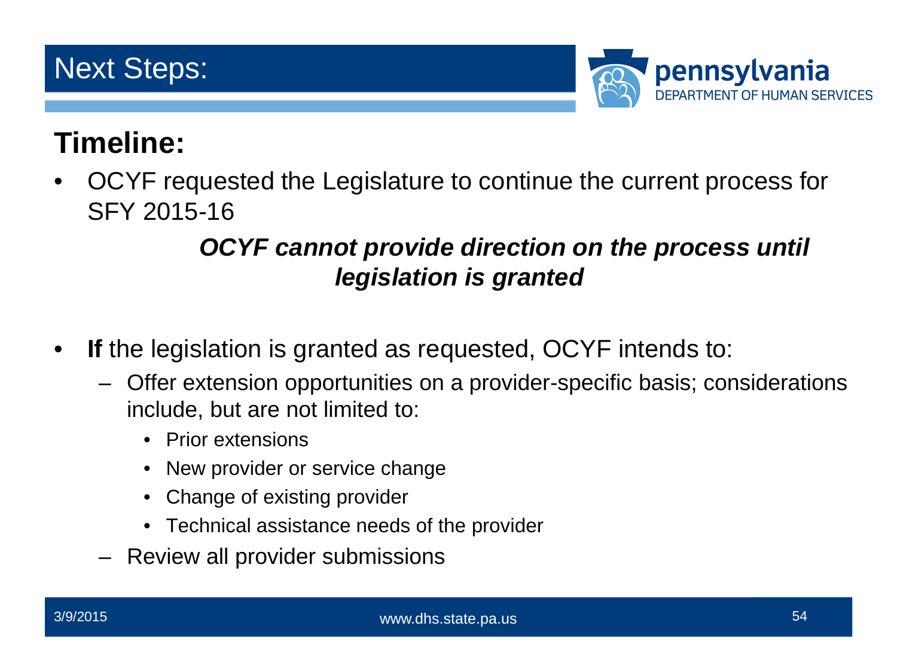# Next Steps:

## Timeline:

- OCYF requested the Legislature to continue the current process for SFY 2015-16

***OCYF cannot provide direction on the process until legislation is granted***

- **If** the legislation is granted as requested, OCYF intends to:
  - Offer extension opportunities on a provider-specific basis; considerations include, but are not limited to:
    - Prior extensions
    - New provider or service change
    - Change of existing provider
    - Technical assistance needs of the provider
  - Review all provider submissions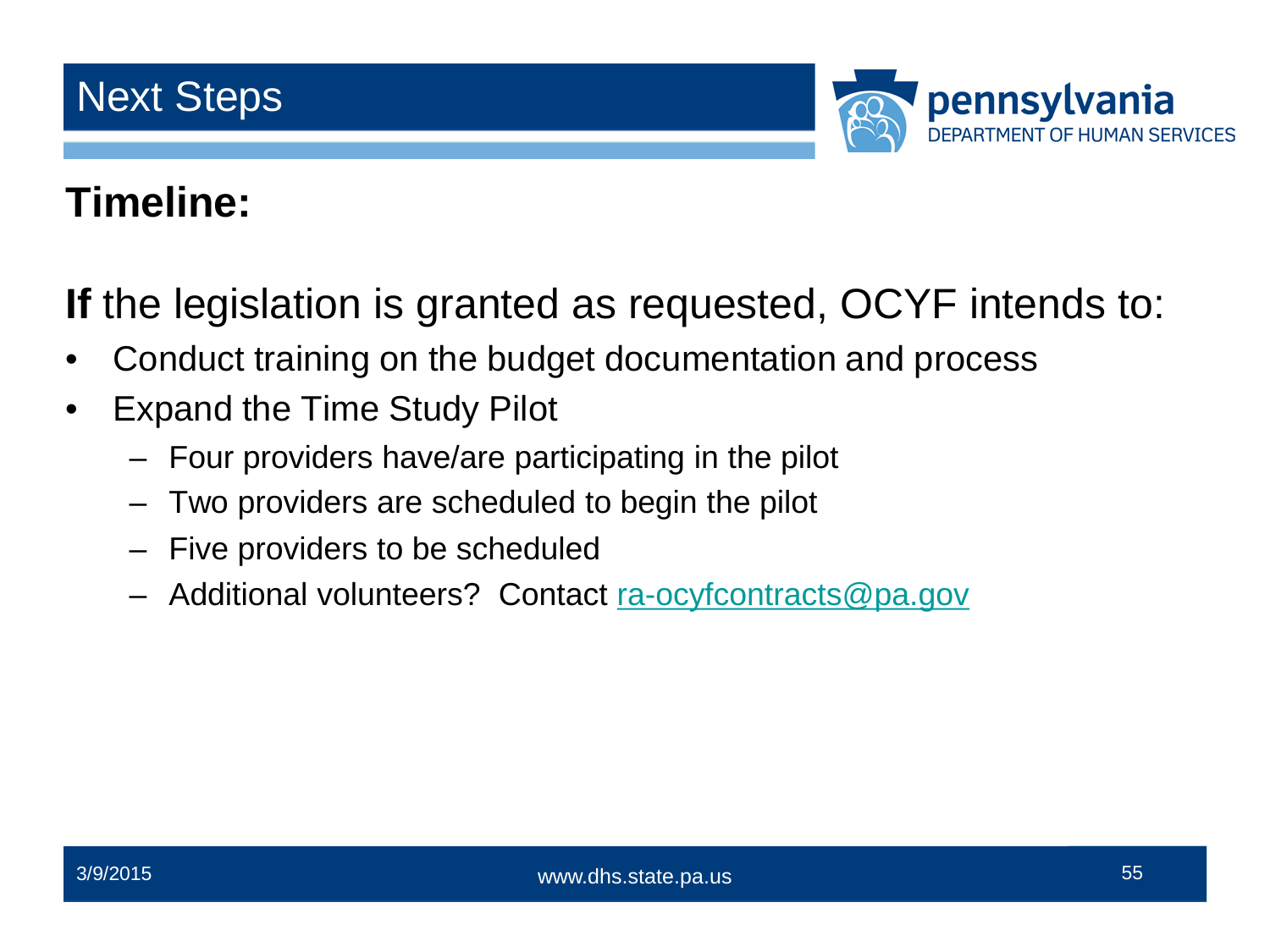# Next Steps

**Timeline:**

**If** the legislation is granted as requested, OCYF intends to:

- Conduct training on the budget documentation and process
- Expand the Time Study Pilot
  - Four providers have/are participating in the pilot
  - Two providers are scheduled to begin the pilot
  - Five providers to be scheduled
  - Additional volunteers? Contact ra-ocyfcontracts@pa.gov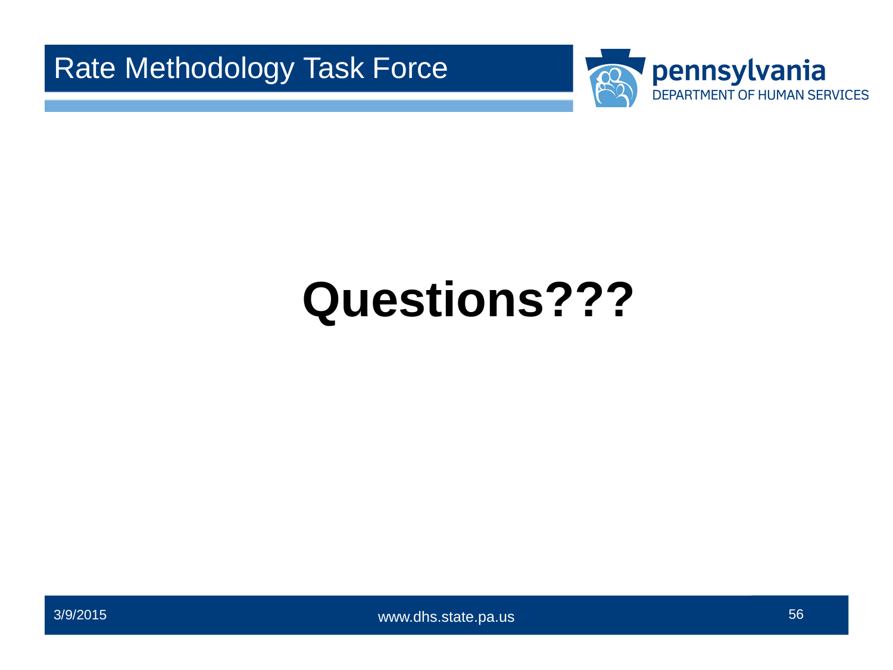# Questions???